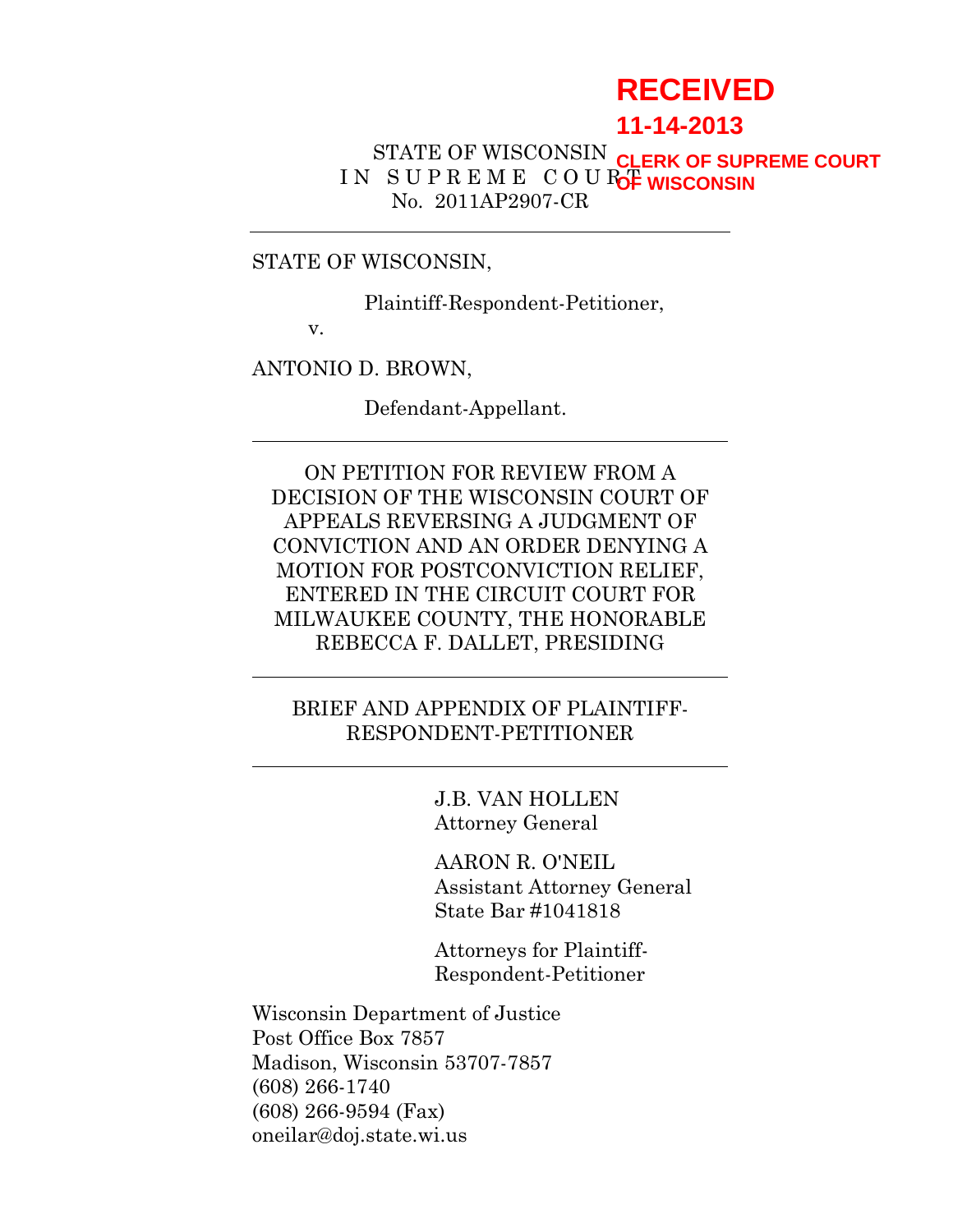RECEIVED
11-14-2013
CLERK OF SUPREME COURT
OF WISCONSIN

STATE OF WISCONSIN

IN SUPREME COURT

No. 2011AP2907-CR

---

STATE OF WISCONSIN,

Plaintiff-Respondent-Petitioner,

v.

ANTONIO D. BROWN,

Defendant-Appellant.

---

ON PETITION FOR REVIEW FROM A DECISION OF THE WISCONSIN COURT OF APPEALS REVERSING A JUDGMENT OF CONVICTION AND AN ORDER DENYING A MOTION FOR POSTCONVICTION RELIEF, ENTERED IN THE CIRCUIT COURT FOR MILWAUKEE COUNTY, THE HONORABLE REBECCA F. DALLET, PRESIDING

---

BRIEF AND APPENDIX OF PLAINTIFF-RESPONDENT-PETITIONER

---

J.B. VAN HOLLEN
Attorney General

AARON R. O'NEIL
Assistant Attorney General
State Bar #1041818

Attorneys for Plaintiff-Respondent-Petitioner

Wisconsin Department of Justice
Post Office Box 7857
Madison, Wisconsin 53707-7857
(608) 266-1740
(608) 266-9594 (Fax)
oneilar@doj.state.wi.us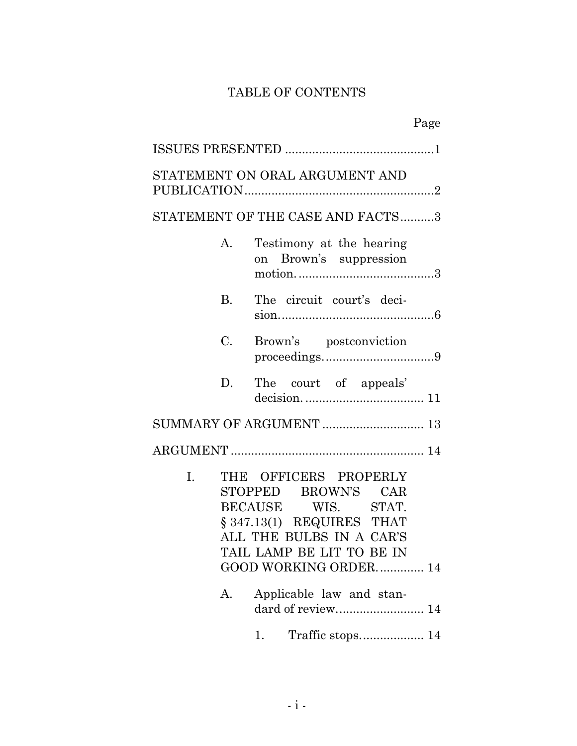# TABLE OF CONTENTS

| | Page |
|---|---|
| ISSUES PRESENTED | 1 |
| STATEMENT ON ORAL ARGUMENT AND PUBLICATION | 2 |
| STATEMENT OF THE CASE AND FACTS | 3 |
| A. Testimony at the hearing on Brown's suppression motion. | 3 |
| B. The circuit court's decision. | 6 |
| C. Brown's postconviction proceedings. | 9 |
| D. The court of appeals' decision. | 11 |
| SUMMARY OF ARGUMENT | 13 |
| ARGUMENT | 14 |
| I. THE OFFICERS PROPERLY STOPPED BROWN'S CAR BECAUSE WIS. STAT. § 347.13(1) REQUIRES THAT ALL THE BULBS IN A CAR'S TAIL LAMP BE LIT TO BE IN GOOD WORKING ORDER. | 14 |
| A. Applicable law and standard of review. | 14 |
| 1. Traffic stops. | 14 |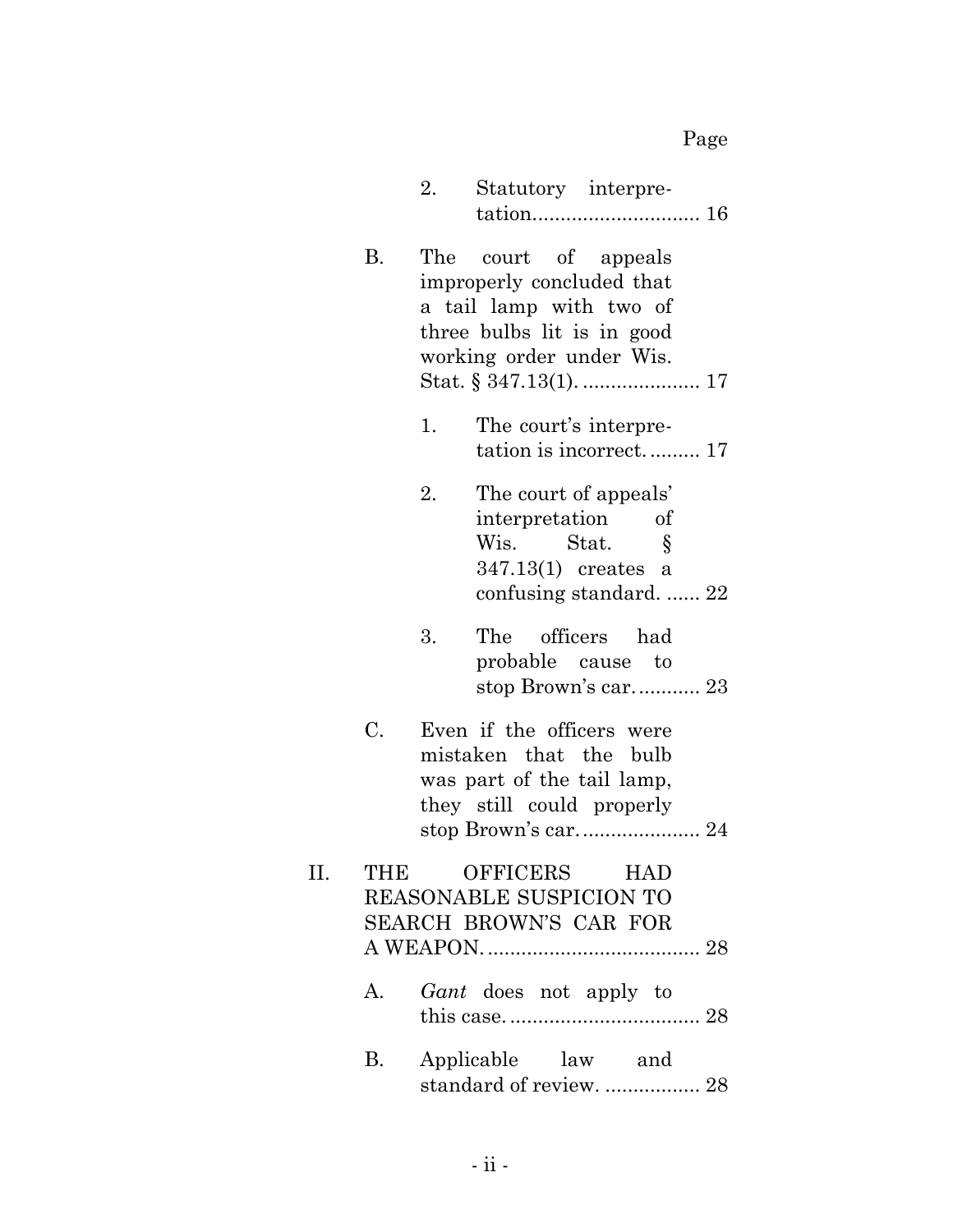Page

2. Statutory interpretation.............................. 16

B. The court of appeals improperly concluded that a tail lamp with two of three bulbs lit is in good working order under Wis. Stat. § 347.13(1). .................... 17

1. The court's interpretation is incorrect. ......... 17

2. The court of appeals' interpretation of Wis. Stat. § 347.13(1) creates a confusing standard. ...... 22

3. The officers had probable cause to stop Brown's car. .......... 23

C. Even if the officers were mistaken that the bulb was part of the tail lamp, they still could properly stop Brown's car. .................... 24

II. THE OFFICERS HAD REASONABLE SUSPICION TO SEARCH BROWN'S CAR FOR A WEAPON. ..................................... 28

A. *Gant* does not apply to this case. .................................. 28

B. Applicable law and standard of review. ................. 28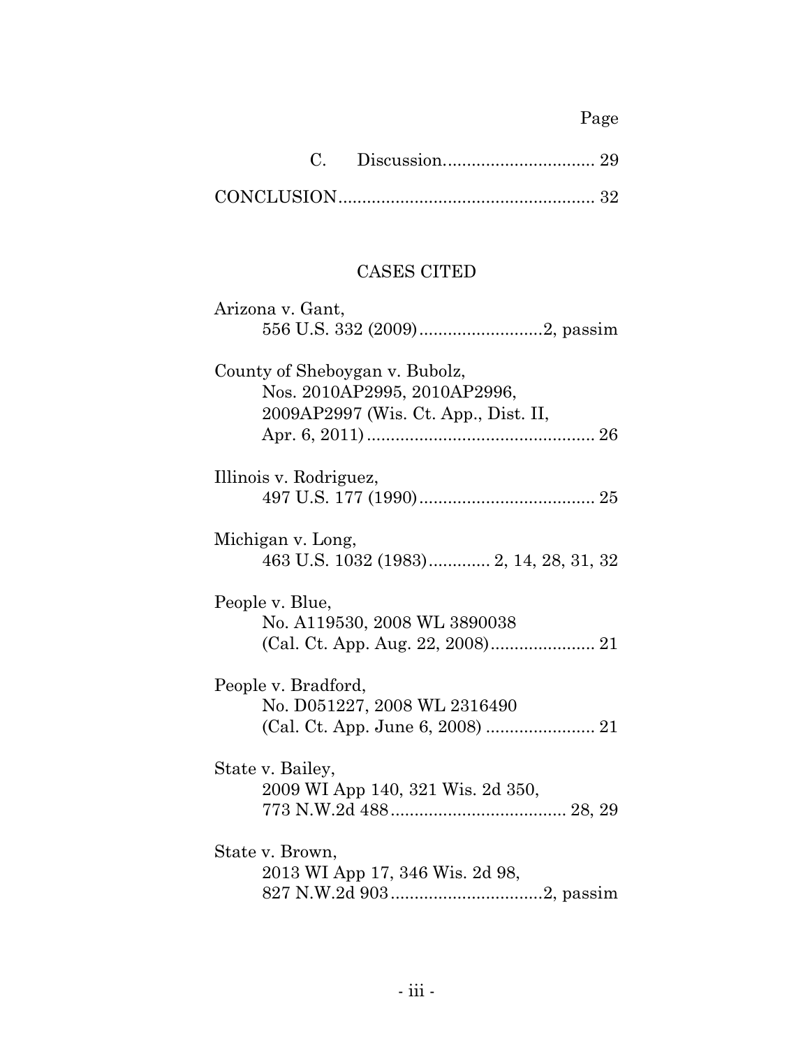Page

C. Discussion................................ 29

CONCLUSION..................................................... 32

## CASES CITED

Arizona v. Gant,
556 U.S. 332 (2009)..........................2, passim

County of Sheboygan v. Bubolz,
Nos. 2010AP2995, 2010AP2996,
2009AP2997 (Wis. Ct. App., Dist. II,
Apr. 6, 2011)................................................ 26

Illinois v. Rodriguez,
497 U.S. 177 (1990)..................................... 25

Michigan v. Long,
463 U.S. 1032 (1983)............. 2, 14, 28, 31, 32

People v. Blue,
No. A119530, 2008 WL 3890038
(Cal. Ct. App. Aug. 22, 2008)...................... 21

People v. Bradford,
No. D051227, 2008 WL 2316490
(Cal. Ct. App. June 6, 2008) ....................... 21

State v. Bailey,
2009 WI App 140, 321 Wis. 2d 350,
773 N.W.2d 488..................................... 28, 29

State v. Brown,
2013 WI App 17, 346 Wis. 2d 98,
827 N.W.2d 903................................2, passim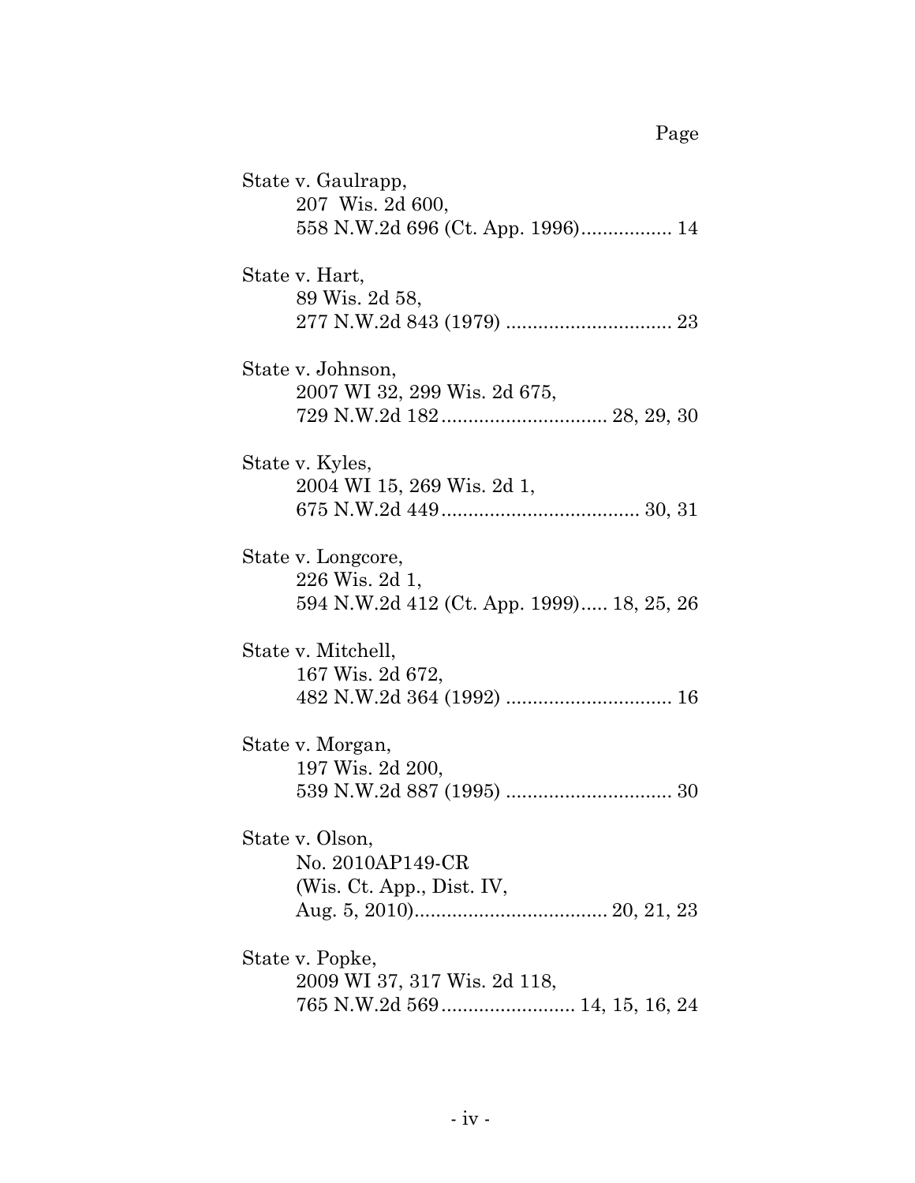Page

State v. Gaulrapp,
207 Wis. 2d 600,
558 N.W.2d 696 (Ct. App. 1996)................. 14

State v. Hart,
89 Wis. 2d 58,
277 N.W.2d 843 (1979) ............................... 23

State v. Johnson,
2007 WI 32, 299 Wis. 2d 675,
729 N.W.2d 182............................... 28, 29, 30

State v. Kyles,
2004 WI 15, 269 Wis. 2d 1,
675 N.W.2d 449..................................... 30, 31

State v. Longcore,
226 Wis. 2d 1,
594 N.W.2d 412 (Ct. App. 1999)..... 18, 25, 26

State v. Mitchell,
167 Wis. 2d 672,
482 N.W.2d 364 (1992) ............................... 16

State v. Morgan,
197 Wis. 2d 200,
539 N.W.2d 887 (1995) ............................... 30

State v. Olson,
No. 2010AP149-CR
(Wis. Ct. App., Dist. IV,
Aug. 5, 2010).................................... 20, 21, 23

State v. Popke,
2009 WI 37, 317 Wis. 2d 118,
765 N.W.2d 569......................... 14, 15, 16, 24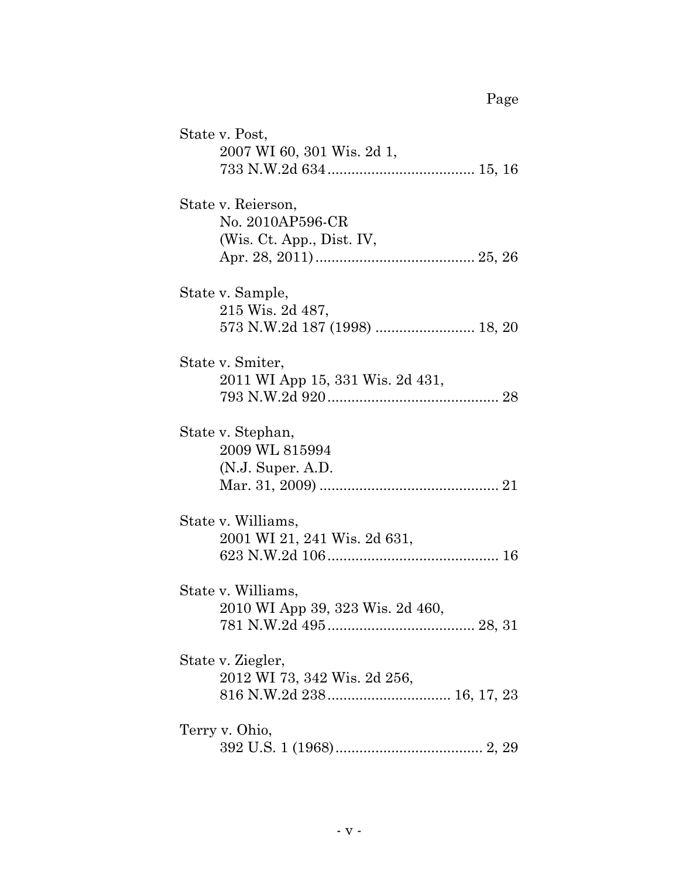Page

State v. Post,
2007 WI 60, 301 Wis. 2d 1,
733 N.W.2d 634 ..................................... 15, 16

State v. Reierson,
No. 2010AP596-CR
(Wis. Ct. App., Dist. IV,
Apr. 28, 2011) ........................................ 25, 26

State v. Sample,
215 Wis. 2d 487,
573 N.W.2d 187 (1998) ......................... 18, 20

State v. Smiter,
2011 WI App 15, 331 Wis. 2d 431,
793 N.W.2d 920 ........................................... 28

State v. Stephan,
2009 WL 815994
(N.J. Super. A.D.
Mar. 31, 2009) ............................................. 21

State v. Williams,
2001 WI 21, 241 Wis. 2d 631,
623 N.W.2d 106 ........................................... 16

State v. Williams,
2010 WI App 39, 323 Wis. 2d 460,
781 N.W.2d 495 ..................................... 28, 31

State v. Ziegler,
2012 WI 73, 342 Wis. 2d 256,
816 N.W.2d 238 ............................... 16, 17, 23

Terry v. Ohio,
392 U.S. 1 (1968) ..................................... 2, 29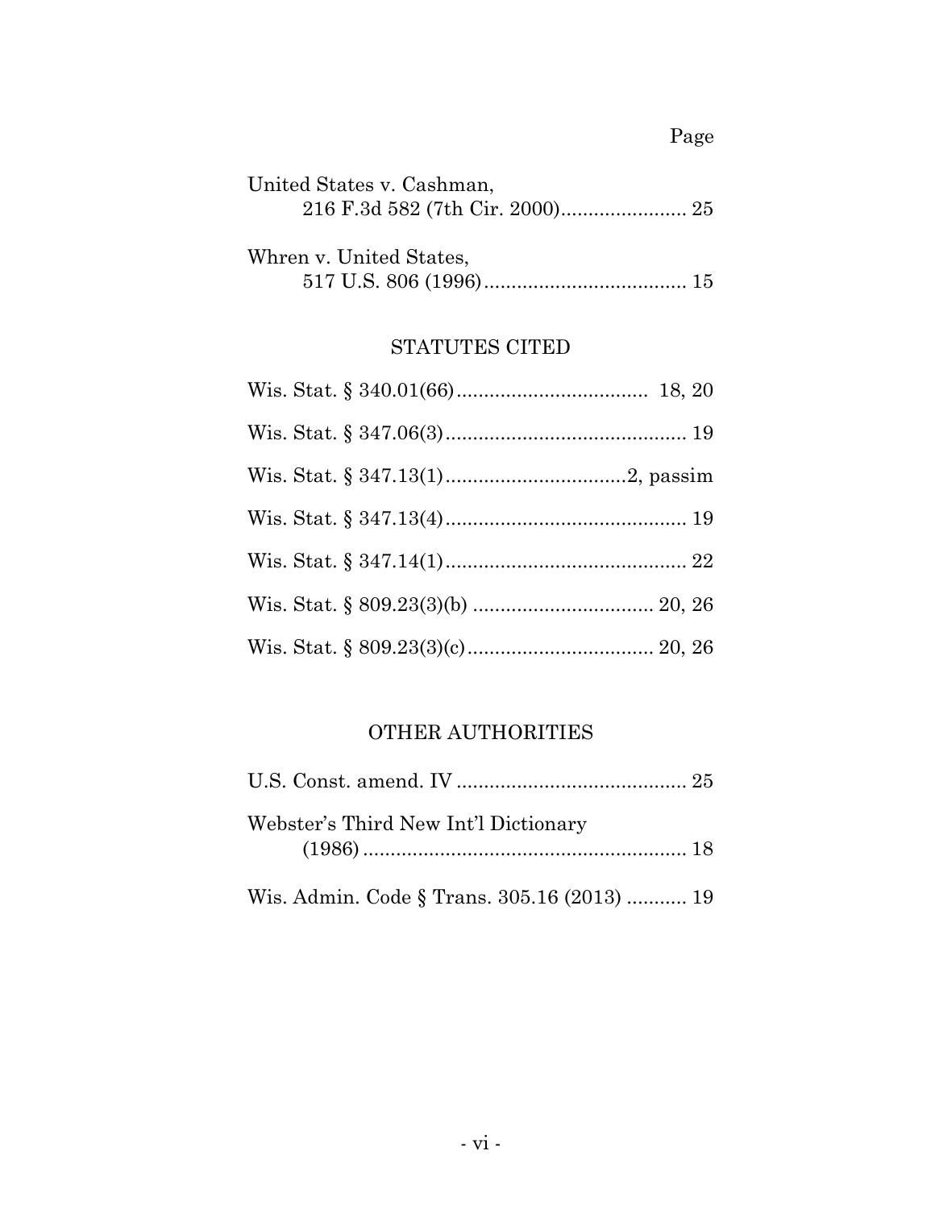Page

United States v. Cashman,
 216 F.3d 582 (7th Cir. 2000)....................... 25

Whren v. United States,
 517 U.S. 806 (1996)..................................... 15

## STATUTES CITED

Wis. Stat. § 340.01(66)................................... 18, 20

Wis. Stat. § 347.06(3)............................................ 19

Wis. Stat. § 347.13(1)................................2, passim

Wis. Stat. § 347.13(4)............................................ 19

Wis. Stat. § 347.14(1)............................................ 22

Wis. Stat. § 809.23(3)(b) ................................. 20, 26

Wis. Stat. § 809.23(3)(c).................................. 20, 26

## OTHER AUTHORITIES

U.S. Const. amend. IV .......................................... 25

Webster's Third New Int'l Dictionary
 (1986) ........................................................... 18

Wis. Admin. Code § Trans. 305.16 (2013) ........... 19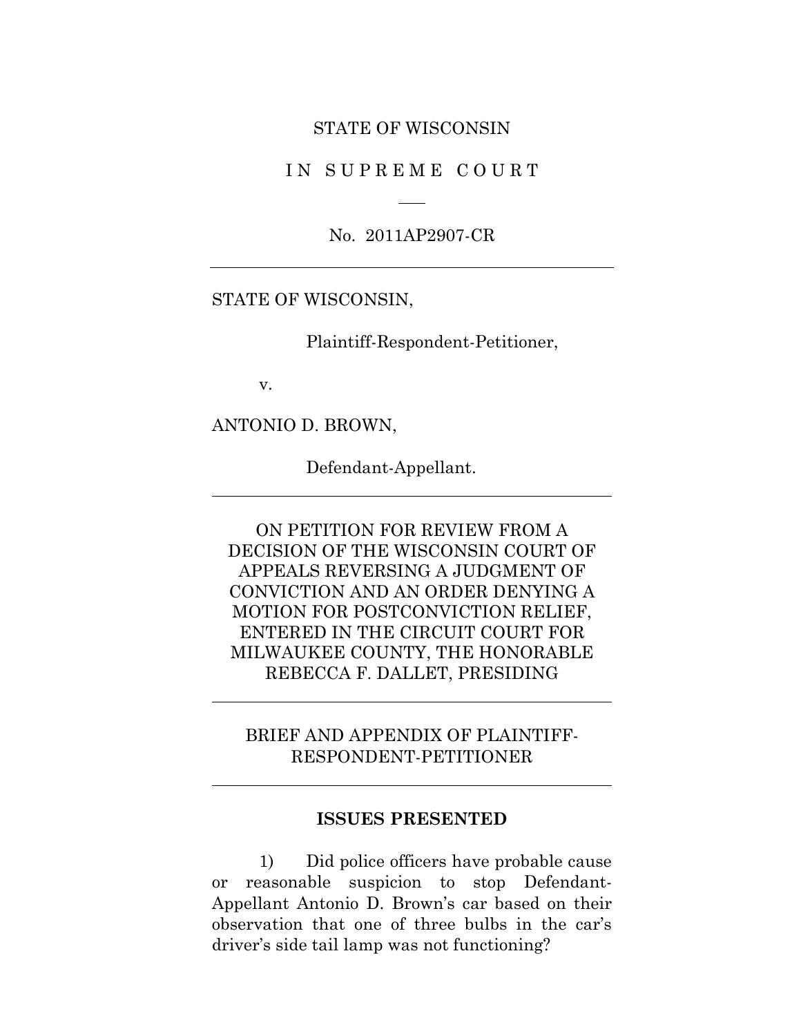STATE OF WISCONSIN

I N S U P R E M E C O U R T

No. 2011AP2907-CR

---

STATE OF WISCONSIN,

Plaintiff-Respondent-Petitioner,

v.

ANTONIO D. BROWN,

Defendant-Appellant.

---

ON PETITION FOR REVIEW FROM A DECISION OF THE WISCONSIN COURT OF APPEALS REVERSING A JUDGMENT OF CONVICTION AND AN ORDER DENYING A MOTION FOR POSTCONVICTION RELIEF, ENTERED IN THE CIRCUIT COURT FOR MILWAUKEE COUNTY, THE HONORABLE REBECCA F. DALLET, PRESIDING

---

BRIEF AND APPENDIX OF PLAINTIFF-RESPONDENT-PETITIONER

---

**ISSUES PRESENTED**

1) Did police officers have probable cause or reasonable suspicion to stop Defendant-Appellant Antonio D. Brown's car based on their observation that one of three bulbs in the car's driver's side tail lamp was not functioning?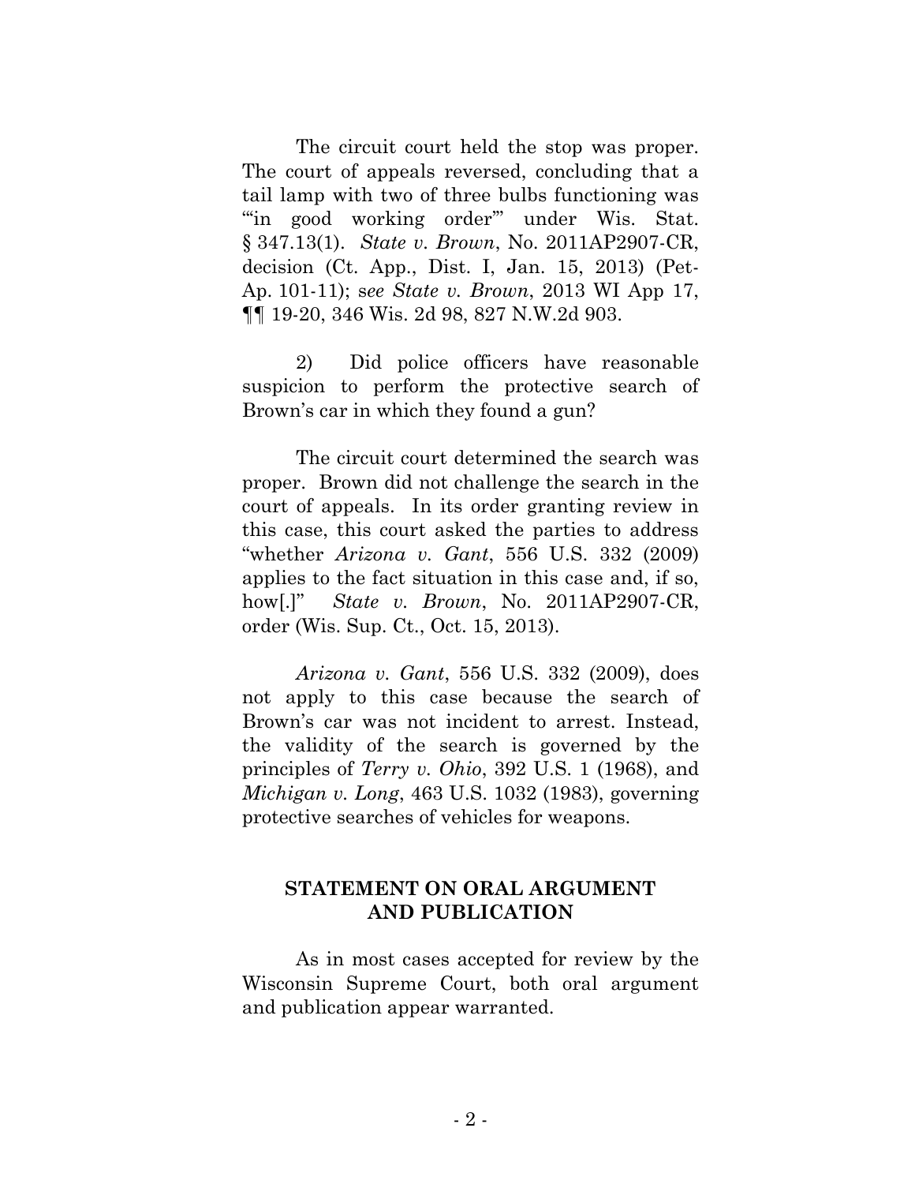The circuit court held the stop was proper. The court of appeals reversed, concluding that a tail lamp with two of three bulbs functioning was "'in good working order'" under Wis. Stat. § 347.13(1). *State v. Brown*, No. 2011AP2907-CR, decision (Ct. App., Dist. I, Jan. 15, 2013) (Pet-Ap. 101-11); s*ee State v. Brown*, 2013 WI App 17, ¶¶ 19-20, 346 Wis. 2d 98, 827 N.W.2d 903.

2) Did police officers have reasonable suspicion to perform the protective search of Brown's car in which they found a gun?

The circuit court determined the search was proper. Brown did not challenge the search in the court of appeals. In its order granting review in this case, this court asked the parties to address "whether *Arizona v. Gant*, 556 U.S. 332 (2009) applies to the fact situation in this case and, if so, how[.]" *State v. Brown*, No. 2011AP2907-CR, order (Wis. Sup. Ct., Oct. 15, 2013).

*Arizona v. Gant*, 556 U.S. 332 (2009), does not apply to this case because the search of Brown's car was not incident to arrest. Instead, the validity of the search is governed by the principles of *Terry v. Ohio*, 392 U.S. 1 (1968), and *Michigan v. Long*, 463 U.S. 1032 (1983), governing protective searches of vehicles for weapons.

## STATEMENT ON ORAL ARGUMENT AND PUBLICATION

As in most cases accepted for review by the Wisconsin Supreme Court, both oral argument and publication appear warranted.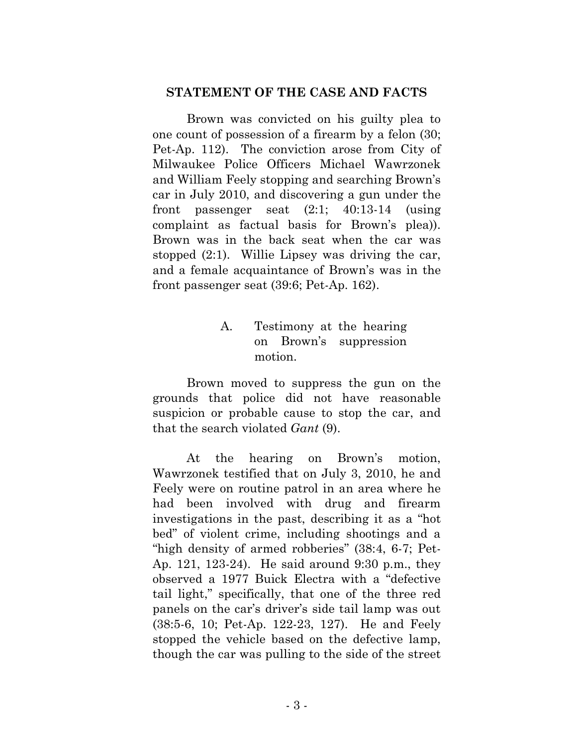## STATEMENT OF THE CASE AND FACTS

Brown was convicted on his guilty plea to one count of possession of a firearm by a felon (30; Pet-Ap. 112). The conviction arose from City of Milwaukee Police Officers Michael Wawrzonek and William Feely stopping and searching Brown's car in July 2010, and discovering a gun under the front passenger seat (2:1; 40:13-14 (using complaint as factual basis for Brown's plea)). Brown was in the back seat when the car was stopped (2:1). Willie Lipsey was driving the car, and a female acquaintance of Brown's was in the front passenger seat (39:6; Pet-Ap. 162).

### A. Testimony at the hearing on Brown's suppression motion.

Brown moved to suppress the gun on the grounds that police did not have reasonable suspicion or probable cause to stop the car, and that the search violated *Gant* (9).

At the hearing on Brown's motion, Wawrzonek testified that on July 3, 2010, he and Feely were on routine patrol in an area where he had been involved with drug and firearm investigations in the past, describing it as a "hot bed" of violent crime, including shootings and a "high density of armed robberies" (38:4, 6-7; Pet-Ap. 121, 123-24). He said around 9:30 p.m., they observed a 1977 Buick Electra with a "defective tail light," specifically, that one of the three red panels on the car's driver's side tail lamp was out (38:5-6, 10; Pet-Ap. 122-23, 127). He and Feely stopped the vehicle based on the defective lamp, though the car was pulling to the side of the street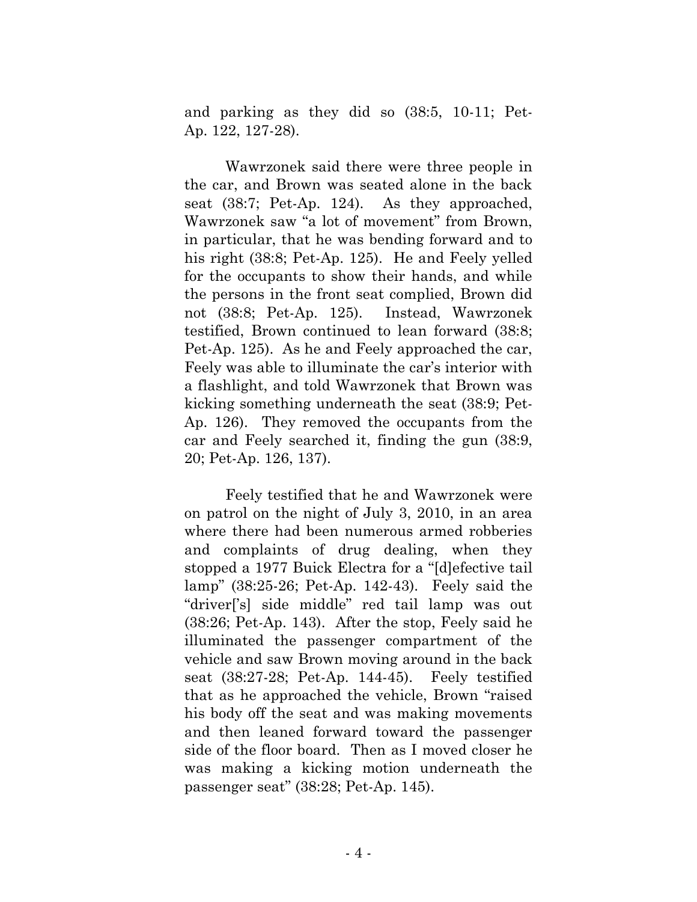and parking as they did so (38:5, 10-11; Pet-Ap. 122, 127-28).

Wawrzonek said there were three people in the car, and Brown was seated alone in the back seat (38:7; Pet-Ap. 124). As they approached, Wawrzonek saw "a lot of movement" from Brown, in particular, that he was bending forward and to his right (38:8; Pet-Ap. 125). He and Feely yelled for the occupants to show their hands, and while the persons in the front seat complied, Brown did not (38:8; Pet-Ap. 125). Instead, Wawrzonek testified, Brown continued to lean forward (38:8; Pet-Ap. 125). As he and Feely approached the car, Feely was able to illuminate the car's interior with a flashlight, and told Wawrzonek that Brown was kicking something underneath the seat (38:9; Pet-Ap. 126). They removed the occupants from the car and Feely searched it, finding the gun (38:9, 20; Pet-Ap. 126, 137).

Feely testified that he and Wawrzonek were on patrol on the night of July 3, 2010, in an area where there had been numerous armed robberies and complaints of drug dealing, when they stopped a 1977 Buick Electra for a "[d]efective tail lamp" (38:25-26; Pet-Ap. 142-43). Feely said the "driver['s] side middle" red tail lamp was out (38:26; Pet-Ap. 143). After the stop, Feely said he illuminated the passenger compartment of the vehicle and saw Brown moving around in the back seat (38:27-28; Pet-Ap. 144-45). Feely testified that as he approached the vehicle, Brown "raised his body off the seat and was making movements and then leaned forward toward the passenger side of the floor board. Then as I moved closer he was making a kicking motion underneath the passenger seat" (38:28; Pet-Ap. 145).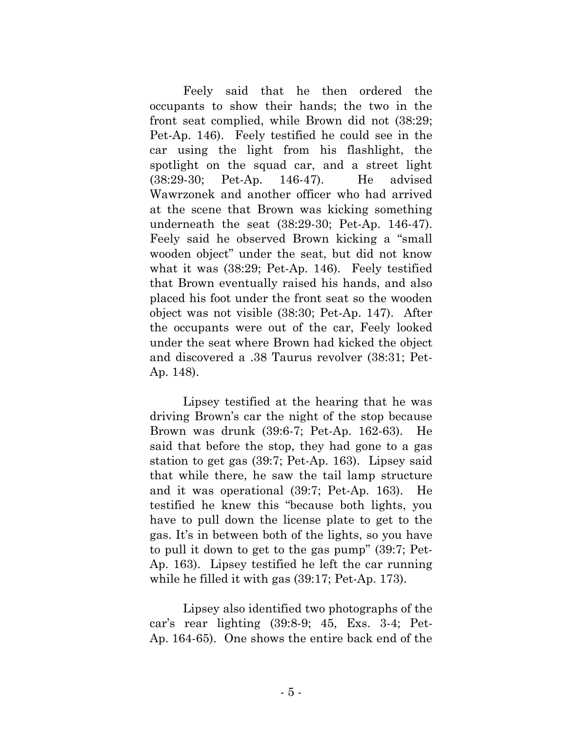Feely said that he then ordered the occupants to show their hands; the two in the front seat complied, while Brown did not (38:29; Pet-Ap. 146). Feely testified he could see in the car using the light from his flashlight, the spotlight on the squad car, and a street light (38:29-30; Pet-Ap. 146-47). He advised Wawrzonek and another officer who had arrived at the scene that Brown was kicking something underneath the seat (38:29-30; Pet-Ap. 146-47). Feely said he observed Brown kicking a "small wooden object" under the seat, but did not know what it was (38:29; Pet-Ap. 146). Feely testified that Brown eventually raised his hands, and also placed his foot under the front seat so the wooden object was not visible (38:30; Pet-Ap. 147). After the occupants were out of the car, Feely looked under the seat where Brown had kicked the object and discovered a .38 Taurus revolver (38:31; Pet-Ap. 148).

Lipsey testified at the hearing that he was driving Brown's car the night of the stop because Brown was drunk (39:6-7; Pet-Ap. 162-63). He said that before the stop, they had gone to a gas station to get gas (39:7; Pet-Ap. 163). Lipsey said that while there, he saw the tail lamp structure and it was operational (39:7; Pet-Ap. 163). He testified he knew this "because both lights, you have to pull down the license plate to get to the gas. It's in between both of the lights, so you have to pull it down to get to the gas pump" (39:7; Pet-Ap. 163). Lipsey testified he left the car running while he filled it with gas (39:17; Pet-Ap. 173).

Lipsey also identified two photographs of the car's rear lighting (39:8-9; 45, Exs. 3-4; Pet-Ap. 164-65). One shows the entire back end of the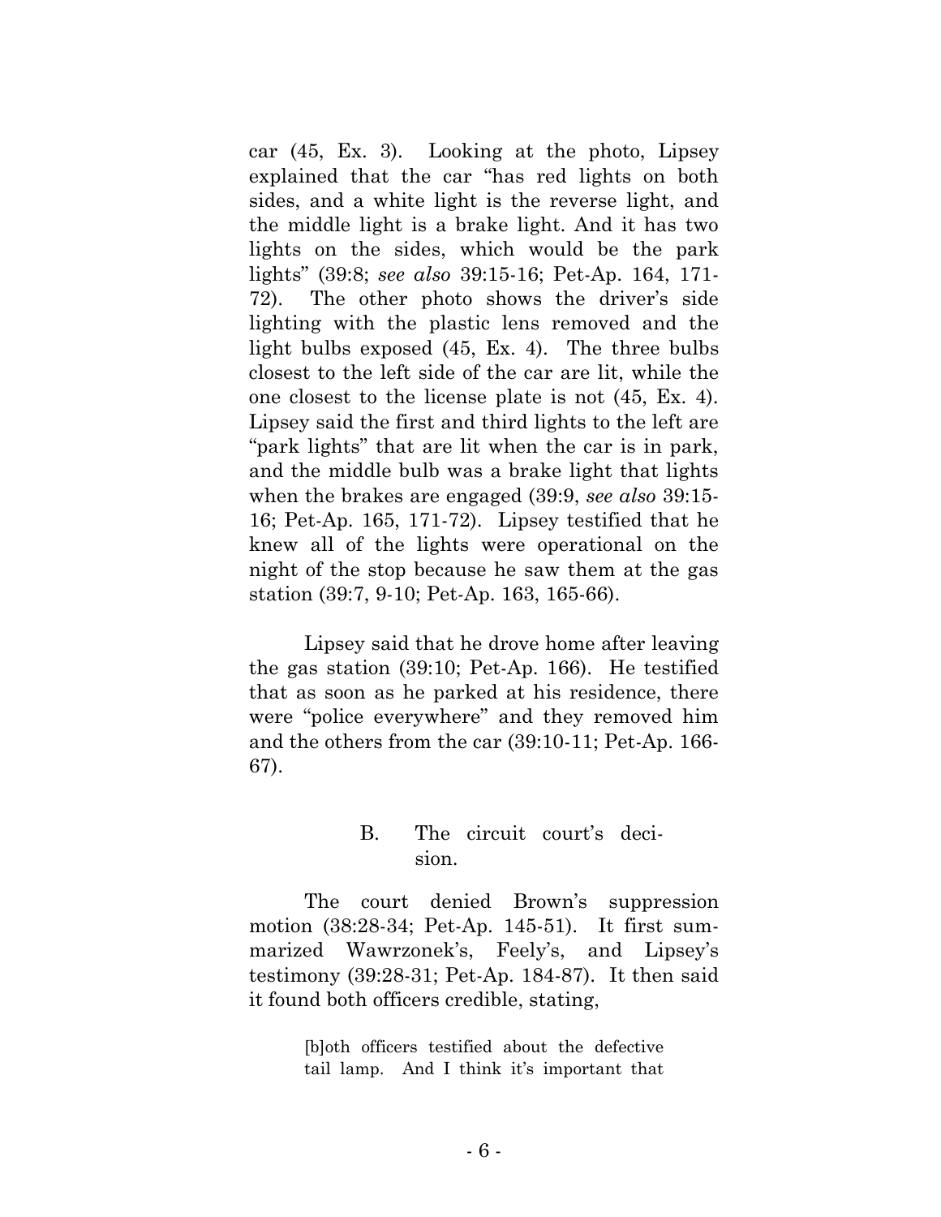car (45, Ex. 3). Looking at the photo, Lipsey explained that the car "has red lights on both sides, and a white light is the reverse light, and the middle light is a brake light. And it has two lights on the sides, which would be the park lights" (39:8; *see also* 39:15-16; Pet-Ap. 164, 171-72). The other photo shows the driver's side lighting with the plastic lens removed and the light bulbs exposed (45, Ex. 4). The three bulbs closest to the left side of the car are lit, while the one closest to the license plate is not (45, Ex. 4). Lipsey said the first and third lights to the left are "park lights" that are lit when the car is in park, and the middle bulb was a brake light that lights when the brakes are engaged (39:9, *see also* 39:15-16; Pet-Ap. 165, 171-72). Lipsey testified that he knew all of the lights were operational on the night of the stop because he saw them at the gas station (39:7, 9-10; Pet-Ap. 163, 165-66).

Lipsey said that he drove home after leaving the gas station (39:10; Pet-Ap. 166). He testified that as soon as he parked at his residence, there were "police everywhere" and they removed him and the others from the car (39:10-11; Pet-Ap. 166-67).

### B. The circuit court's decision.

The court denied Brown's suppression motion (38:28-34; Pet-Ap. 145-51). It first summarized Wawrzonek's, Feely's, and Lipsey's testimony (39:28-31; Pet-Ap. 184-87). It then said it found both officers credible, stating,

> [b]oth officers testified about the defective tail lamp. And I think it's important that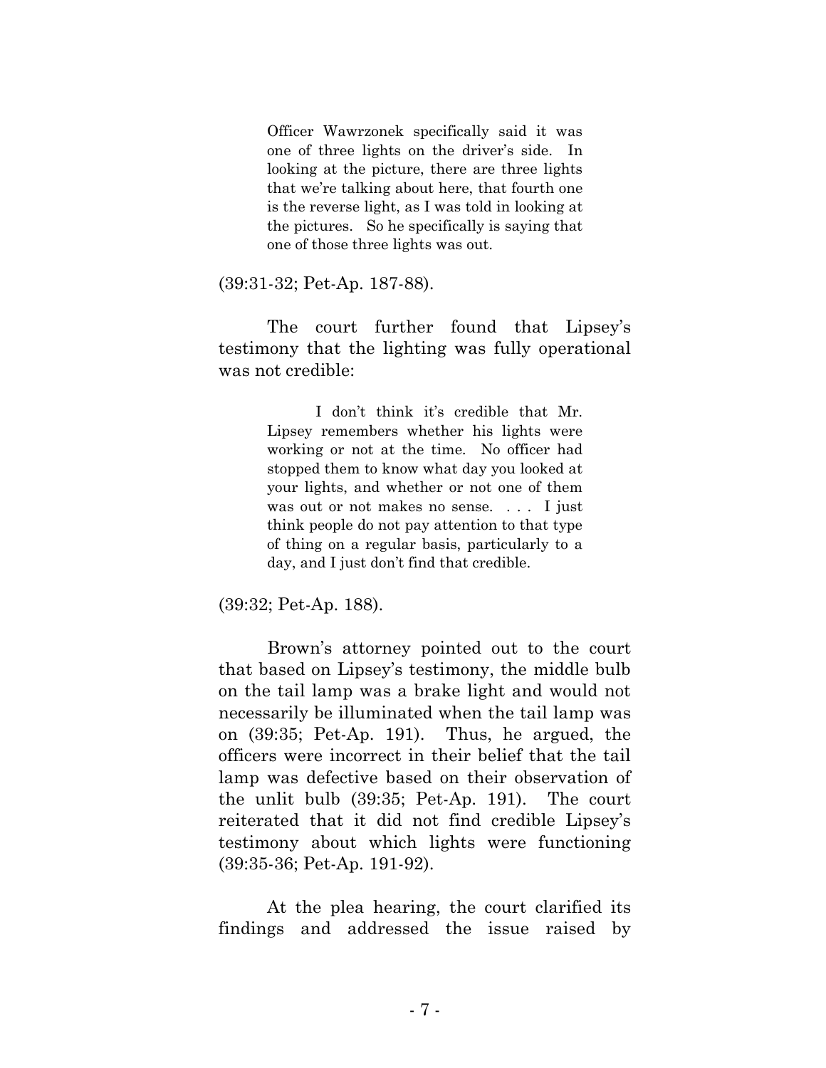> Officer Wawrzonek specifically said it was one of three lights on the driver's side. In looking at the picture, there are three lights that we're talking about here, that fourth one is the reverse light, as I was told in looking at the pictures. So he specifically is saying that one of those three lights was out.

(39:31-32; Pet-Ap. 187-88).

The court further found that Lipsey's testimony that the lighting was fully operational was not credible:

> I don't think it's credible that Mr. Lipsey remembers whether his lights were working or not at the time. No officer had stopped them to know what day you looked at your lights, and whether or not one of them was out or not makes no sense. . . . I just think people do not pay attention to that type of thing on a regular basis, particularly to a day, and I just don't find that credible.

(39:32; Pet-Ap. 188).

Brown's attorney pointed out to the court that based on Lipsey's testimony, the middle bulb on the tail lamp was a brake light and would not necessarily be illuminated when the tail lamp was on (39:35; Pet-Ap. 191). Thus, he argued, the officers were incorrect in their belief that the tail lamp was defective based on their observation of the unlit bulb (39:35; Pet-Ap. 191). The court reiterated that it did not find credible Lipsey's testimony about which lights were functioning (39:35-36; Pet-Ap. 191-92).

At the plea hearing, the court clarified its findings and addressed the issue raised by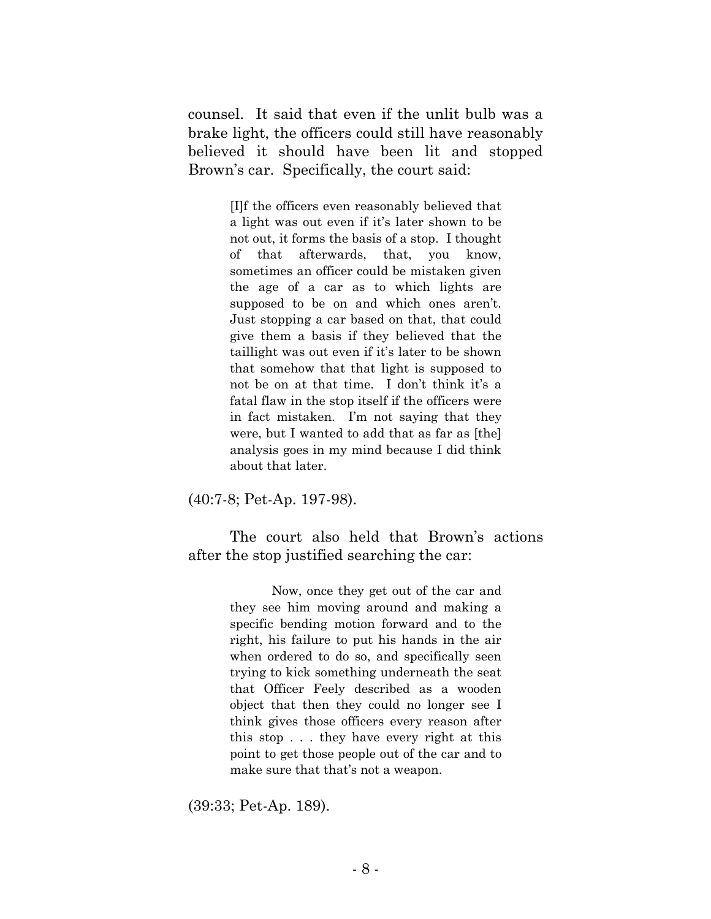counsel. It said that even if the unlit bulb was a brake light, the officers could still have reasonably believed it should have been lit and stopped Brown's car. Specifically, the court said:

> [I]f the officers even reasonably believed that a light was out even if it's later shown to be not out, it forms the basis of a stop. I thought of that afterwards, that, you know, sometimes an officer could be mistaken given the age of a car as to which lights are supposed to be on and which ones aren't. Just stopping a car based on that, that could give them a basis if they believed that the taillight was out even if it's later to be shown that somehow that that light is supposed to not be on at that time. I don't think it's a fatal flaw in the stop itself if the officers were in fact mistaken. I'm not saying that they were, but I wanted to add that as far as [the] analysis goes in my mind because I did think about that later.

(40:7-8; Pet-Ap. 197-98).

The court also held that Brown's actions after the stop justified searching the car:

> Now, once they get out of the car and they see him moving around and making a specific bending motion forward and to the right, his failure to put his hands in the air when ordered to do so, and specifically seen trying to kick something underneath the seat that Officer Feely described as a wooden object that then they could no longer see I think gives those officers every reason after this stop . . . they have every right at this point to get those people out of the car and to make sure that that's not a weapon.

(39:33; Pet-Ap. 189).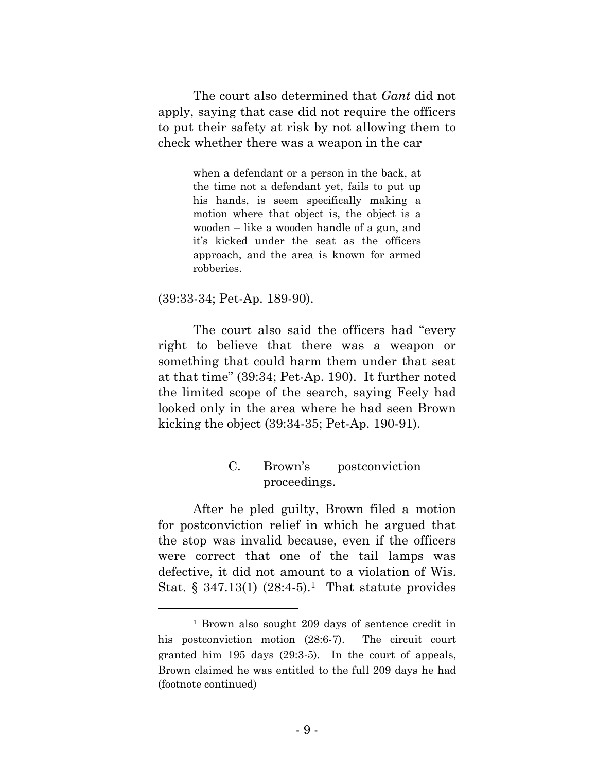The court also determined that *Gant* did not apply, saying that case did not require the officers to put their safety at risk by not allowing them to check whether there was a weapon in the car

> when a defendant or a person in the back, at the time not a defendant yet, fails to put up his hands, is seem specifically making a motion where that object is, the object is a wooden – like a wooden handle of a gun, and it's kicked under the seat as the officers approach, and the area is known for armed robberies.

(39:33-34; Pet-Ap. 189-90).

The court also said the officers had "every right to believe that there was a weapon or something that could harm them under that seat at that time" (39:34; Pet-Ap. 190). It further noted the limited scope of the search, saying Feely had looked only in the area where he had seen Brown kicking the object (39:34-35; Pet-Ap. 190-91).

### C. Brown's postconviction proceedings.

After he pled guilty, Brown filed a motion for postconviction relief in which he argued that the stop was invalid because, even if the officers were correct that one of the tail lamps was defective, it did not amount to a violation of Wis. Stat. § 347.13(1) (28:4-5).[1] That statute provides

---

[1] Brown also sought 209 days of sentence credit in his postconviction motion (28:6-7). The circuit court granted him 195 days (29:3-5). In the court of appeals, Brown claimed he was entitled to the full 209 days he had (footnote continued)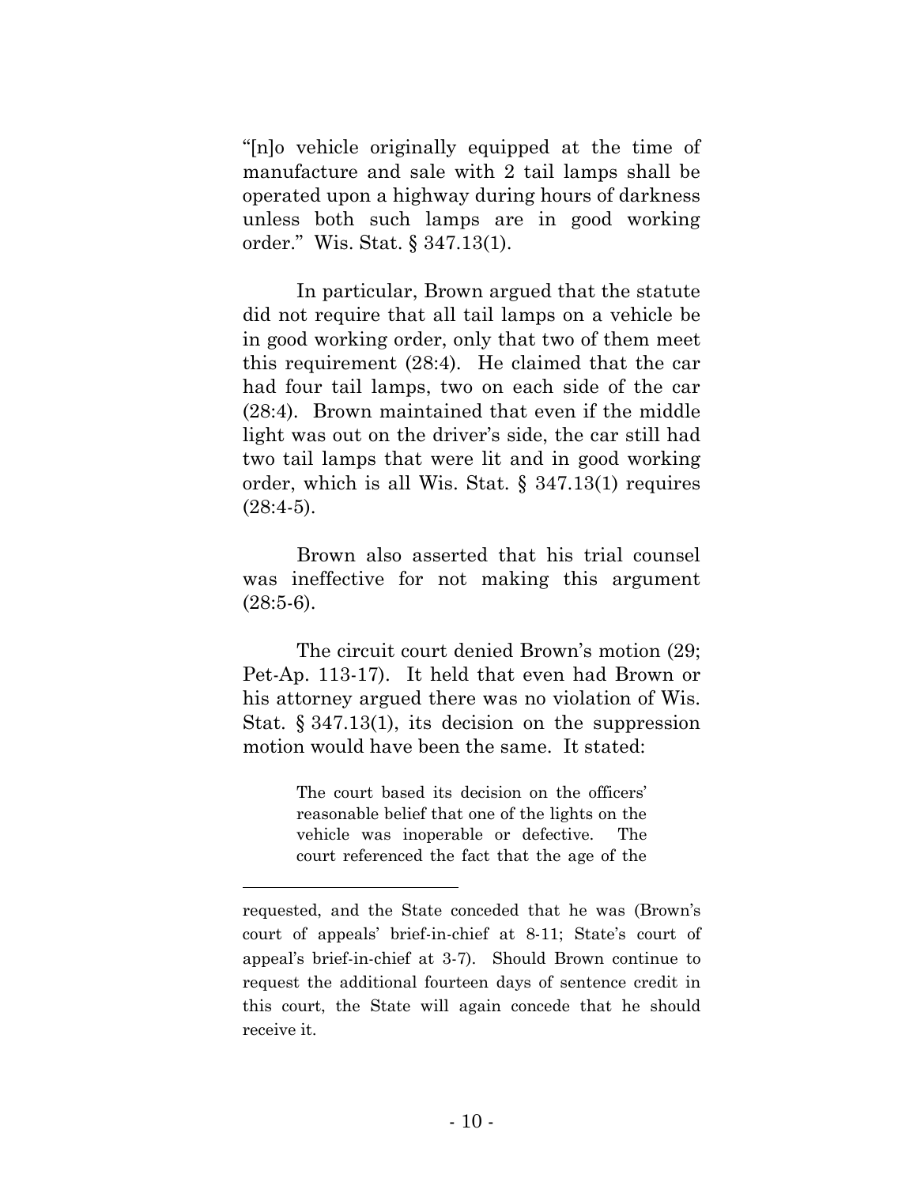"[n]o vehicle originally equipped at the time of manufacture and sale with 2 tail lamps shall be operated upon a highway during hours of darkness unless both such lamps are in good working order." Wis. Stat. § 347.13(1).

In particular, Brown argued that the statute did not require that all tail lamps on a vehicle be in good working order, only that two of them meet this requirement (28:4). He claimed that the car had four tail lamps, two on each side of the car (28:4). Brown maintained that even if the middle light was out on the driver's side, the car still had two tail lamps that were lit and in good working order, which is all Wis. Stat. § 347.13(1) requires (28:4-5).

Brown also asserted that his trial counsel was ineffective for not making this argument (28:5-6).

The circuit court denied Brown's motion (29; Pet-Ap. 113-17). It held that even had Brown or his attorney argued there was no violation of Wis. Stat. § 347.13(1), its decision on the suppression motion would have been the same. It stated:

> The court based its decision on the officers' reasonable belief that one of the lights on the vehicle was inoperable or defective. The court referenced the fact that the age of the

---

requested, and the State conceded that he was (Brown's court of appeals' brief-in-chief at 8-11; State's court of appeal's brief-in-chief at 3-7). Should Brown continue to request the additional fourteen days of sentence credit in this court, the State will again concede that he should receive it.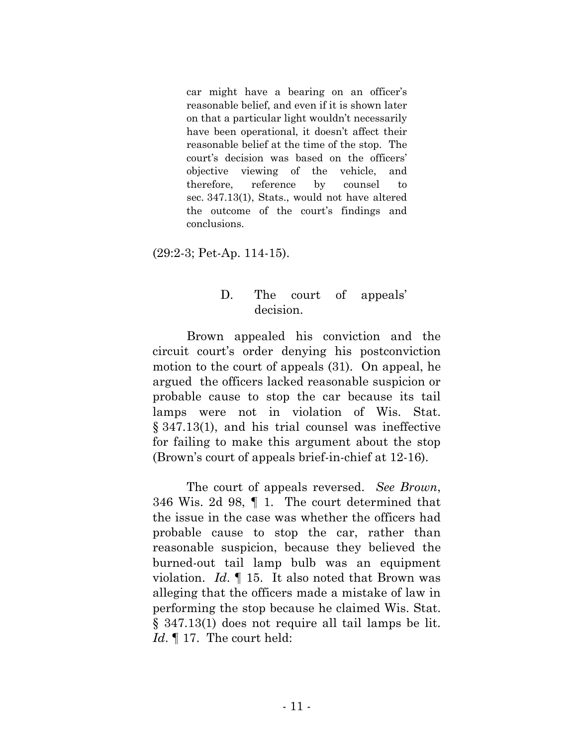> car might have a bearing on an officer's reasonable belief, and even if it is shown later on that a particular light wouldn't necessarily have been operational, it doesn't affect their reasonable belief at the time of the stop. The court's decision was based on the officers' objective viewing of the vehicle, and therefore, reference by counsel to sec. 347.13(1), Stats., would not have altered the outcome of the court's findings and conclusions.

(29:2-3; Pet-Ap. 114-15).

### D. The court of appeals' decision.

Brown appealed his conviction and the circuit court's order denying his postconviction motion to the court of appeals (31). On appeal, he argued the officers lacked reasonable suspicion or probable cause to stop the car because its tail lamps were not in violation of Wis. Stat. § 347.13(1), and his trial counsel was ineffective for failing to make this argument about the stop (Brown's court of appeals brief-in-chief at 12-16).

The court of appeals reversed. *See Brown*, 346 Wis. 2d 98, ¶ 1. The court determined that the issue in the case was whether the officers had probable cause to stop the car, rather than reasonable suspicion, because they believed the burned-out tail lamp bulb was an equipment violation. *Id.* ¶ 15. It also noted that Brown was alleging that the officers made a mistake of law in performing the stop because he claimed Wis. Stat. § 347.13(1) does not require all tail lamps be lit. *Id.* ¶ 17. The court held: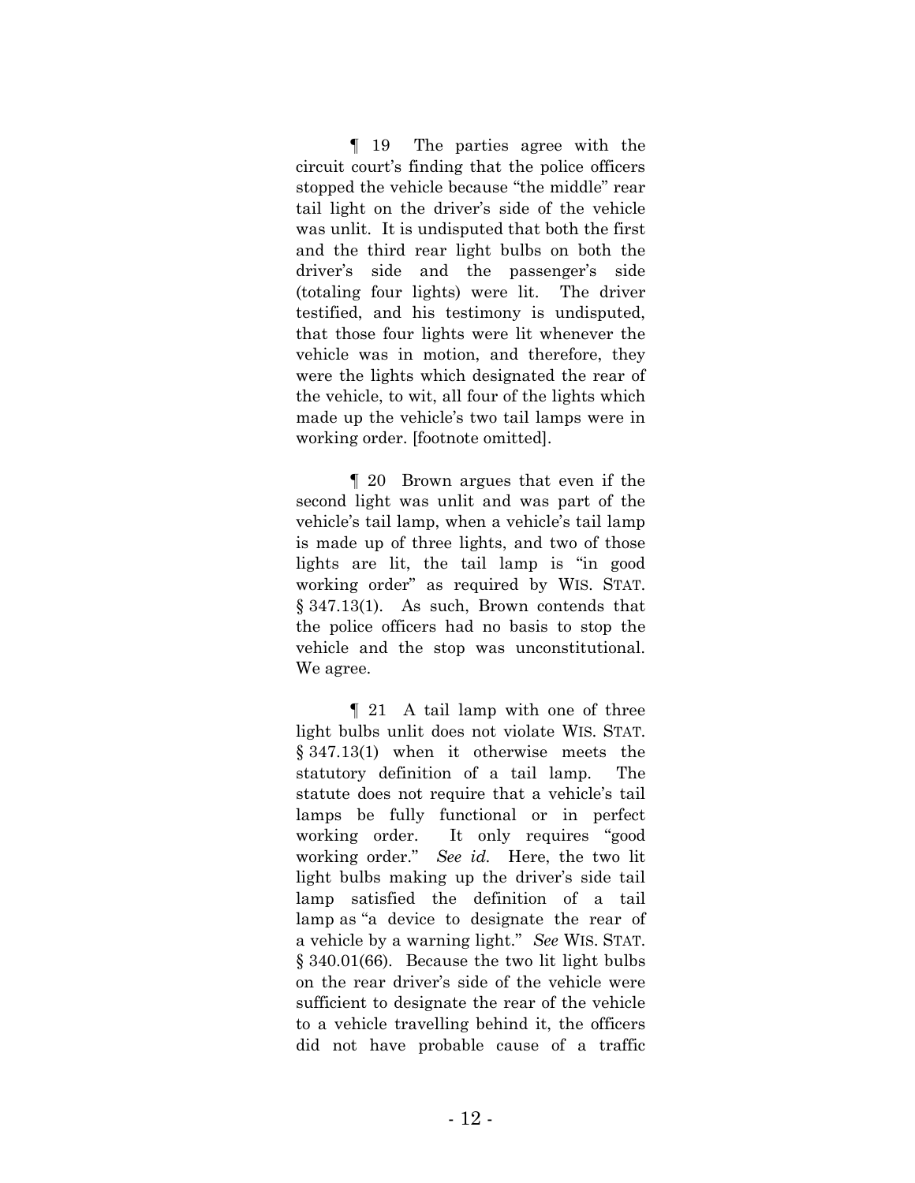¶ 19 The parties agree with the circuit court's finding that the police officers stopped the vehicle because "the middle" rear tail light on the driver's side of the vehicle was unlit. It is undisputed that both the first and the third rear light bulbs on both the driver's side and the passenger's side (totaling four lights) were lit. The driver testified, and his testimony is undisputed, that those four lights were lit whenever the vehicle was in motion, and therefore, they were the lights which designated the rear of the vehicle, to wit, all four of the lights which made up the vehicle's two tail lamps were in working order. [footnote omitted].

¶ 20 Brown argues that even if the second light was unlit and was part of the vehicle's tail lamp, when a vehicle's tail lamp is made up of three lights, and two of those lights are lit, the tail lamp is "in good working order" as required by WIS. STAT. § 347.13(1). As such, Brown contends that the police officers had no basis to stop the vehicle and the stop was unconstitutional. We agree.

¶ 21 A tail lamp with one of three light bulbs unlit does not violate WIS. STAT. § 347.13(1) when it otherwise meets the statutory definition of a tail lamp. The statute does not require that a vehicle's tail lamps be fully functional or in perfect working order. It only requires "good working order." *See id.* Here, the two lit light bulbs making up the driver's side tail lamp satisfied the definition of a tail lamp as "a device to designate the rear of a vehicle by a warning light." *See* WIS. STAT. § 340.01(66). Because the two lit light bulbs on the rear driver's side of the vehicle were sufficient to designate the rear of the vehicle to a vehicle travelling behind it, the officers did not have probable cause of a traffic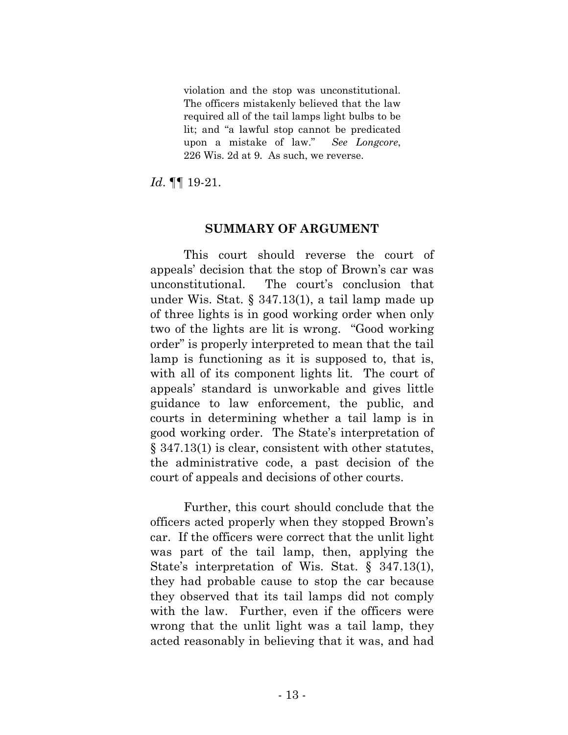> violation and the stop was unconstitutional. The officers mistakenly believed that the law required all of the tail lamps light bulbs to be lit; and "a lawful stop cannot be predicated upon a mistake of law." *See Longcore*, 226 Wis. 2d at 9. As such, we reverse.

*Id*. ¶¶ 19-21.

## SUMMARY OF ARGUMENT

This court should reverse the court of appeals' decision that the stop of Brown's car was unconstitutional. The court's conclusion that under Wis. Stat. § 347.13(1), a tail lamp made up of three lights is in good working order when only two of the lights are lit is wrong. "Good working order" is properly interpreted to mean that the tail lamp is functioning as it is supposed to, that is, with all of its component lights lit. The court of appeals' standard is unworkable and gives little guidance to law enforcement, the public, and courts in determining whether a tail lamp is in good working order. The State's interpretation of § 347.13(1) is clear, consistent with other statutes, the administrative code, a past decision of the court of appeals and decisions of other courts.

Further, this court should conclude that the officers acted properly when they stopped Brown's car. If the officers were correct that the unlit light was part of the tail lamp, then, applying the State's interpretation of Wis. Stat. § 347.13(1), they had probable cause to stop the car because they observed that its tail lamps did not comply with the law. Further, even if the officers were wrong that the unlit light was a tail lamp, they acted reasonably in believing that it was, and had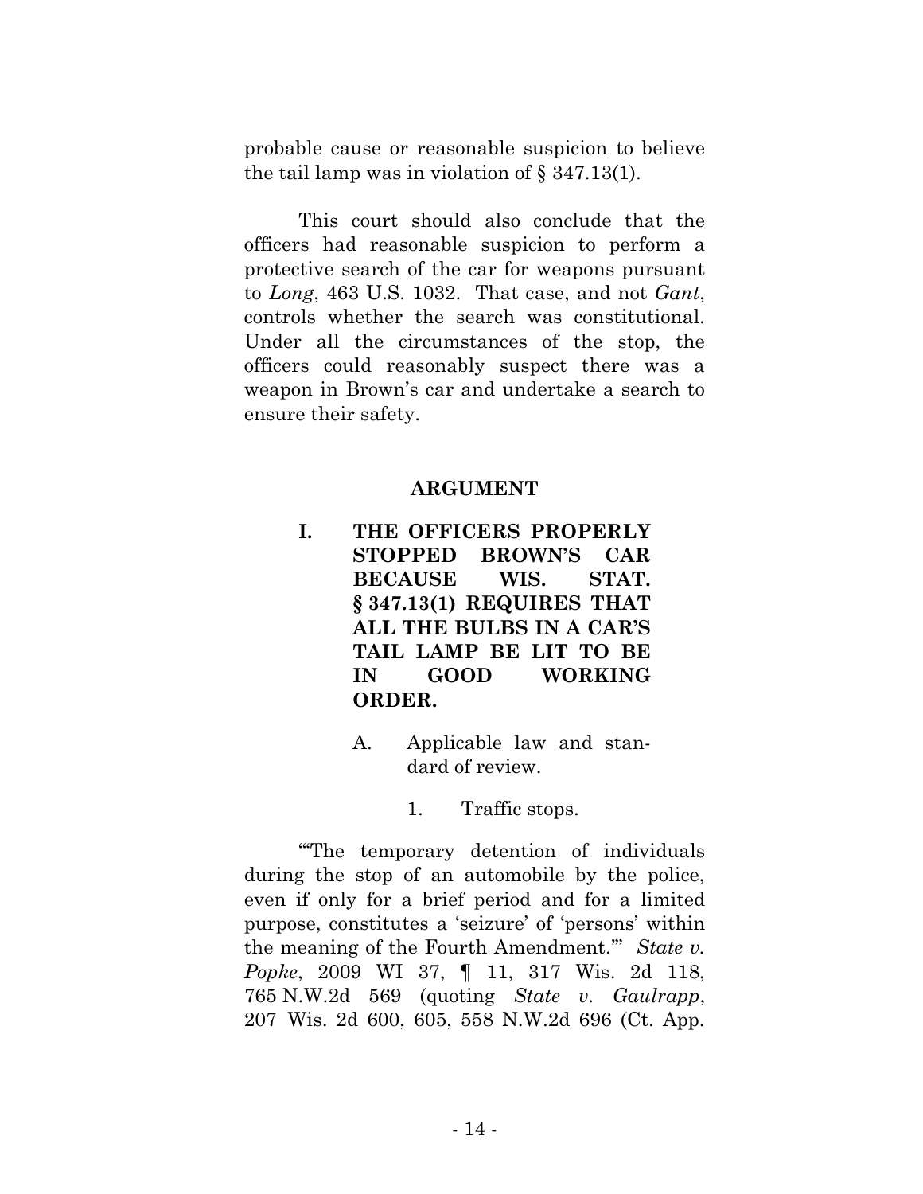probable cause or reasonable suspicion to believe the tail lamp was in violation of § 347.13(1).

This court should also conclude that the officers had reasonable suspicion to perform a protective search of the car for weapons pursuant to *Long*, 463 U.S. 1032. That case, and not *Gant*, controls whether the search was constitutional. Under all the circumstances of the stop, the officers could reasonably suspect there was a weapon in Brown's car and undertake a search to ensure their safety.

## ARGUMENT

### I. THE OFFICERS PROPERLY STOPPED BROWN'S CAR BECAUSE WIS. STAT. § 347.13(1) REQUIRES THAT ALL THE BULBS IN A CAR'S TAIL LAMP BE LIT TO BE IN GOOD WORKING ORDER.

#### A. Applicable law and standard of review.

##### 1. Traffic stops.

"'The temporary detention of individuals during the stop of an automobile by the police, even if only for a brief period and for a limited purpose, constitutes a 'seizure' of 'persons' within the meaning of the Fourth Amendment.'" *State v. Popke*, 2009 WI 37, ¶ 11, 317 Wis. 2d 118, 765 N.W.2d 569 (quoting *State v. Gaulrapp*, 207 Wis. 2d 600, 605, 558 N.W.2d 696 (Ct. App.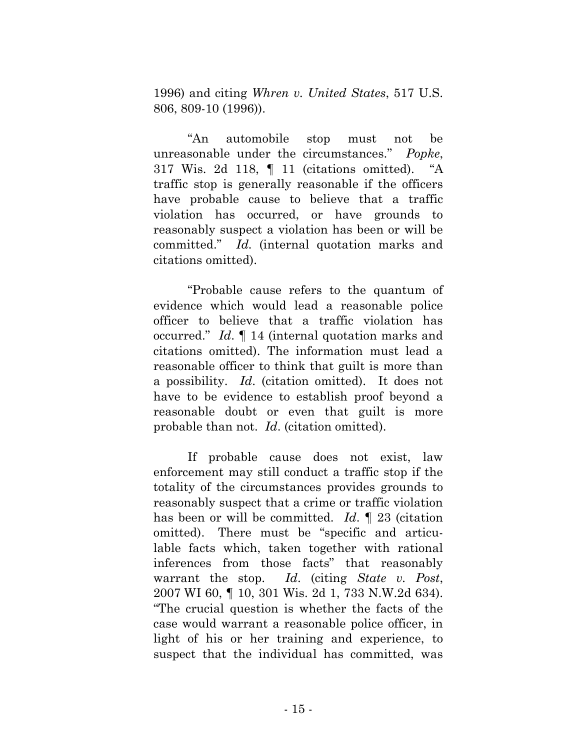1996) and citing *Whren v. United States*, 517 U.S. 806, 809-10 (1996)).

"An automobile stop must not be unreasonable under the circumstances." *Popke*, 317 Wis. 2d 118, ¶ 11 (citations omitted). "A traffic stop is generally reasonable if the officers have probable cause to believe that a traffic violation has occurred, or have grounds to reasonably suspect a violation has been or will be committed." *Id.* (internal quotation marks and citations omitted).

"Probable cause refers to the quantum of evidence which would lead a reasonable police officer to believe that a traffic violation has occurred." *Id.* ¶ 14 (internal quotation marks and citations omitted). The information must lead a reasonable officer to think that guilt is more than a possibility. *Id.* (citation omitted). It does not have to be evidence to establish proof beyond a reasonable doubt or even that guilt is more probable than not. *Id.* (citation omitted).

If probable cause does not exist, law enforcement may still conduct a traffic stop if the totality of the circumstances provides grounds to reasonably suspect that a crime or traffic violation has been or will be committed. *Id.* ¶ 23 (citation omitted). There must be "specific and articulable facts which, taken together with rational inferences from those facts" that reasonably warrant the stop. *Id.* (citing *State v. Post*, 2007 WI 60, ¶ 10, 301 Wis. 2d 1, 733 N.W.2d 634). "The crucial question is whether the facts of the case would warrant a reasonable police officer, in light of his or her training and experience, to suspect that the individual has committed, was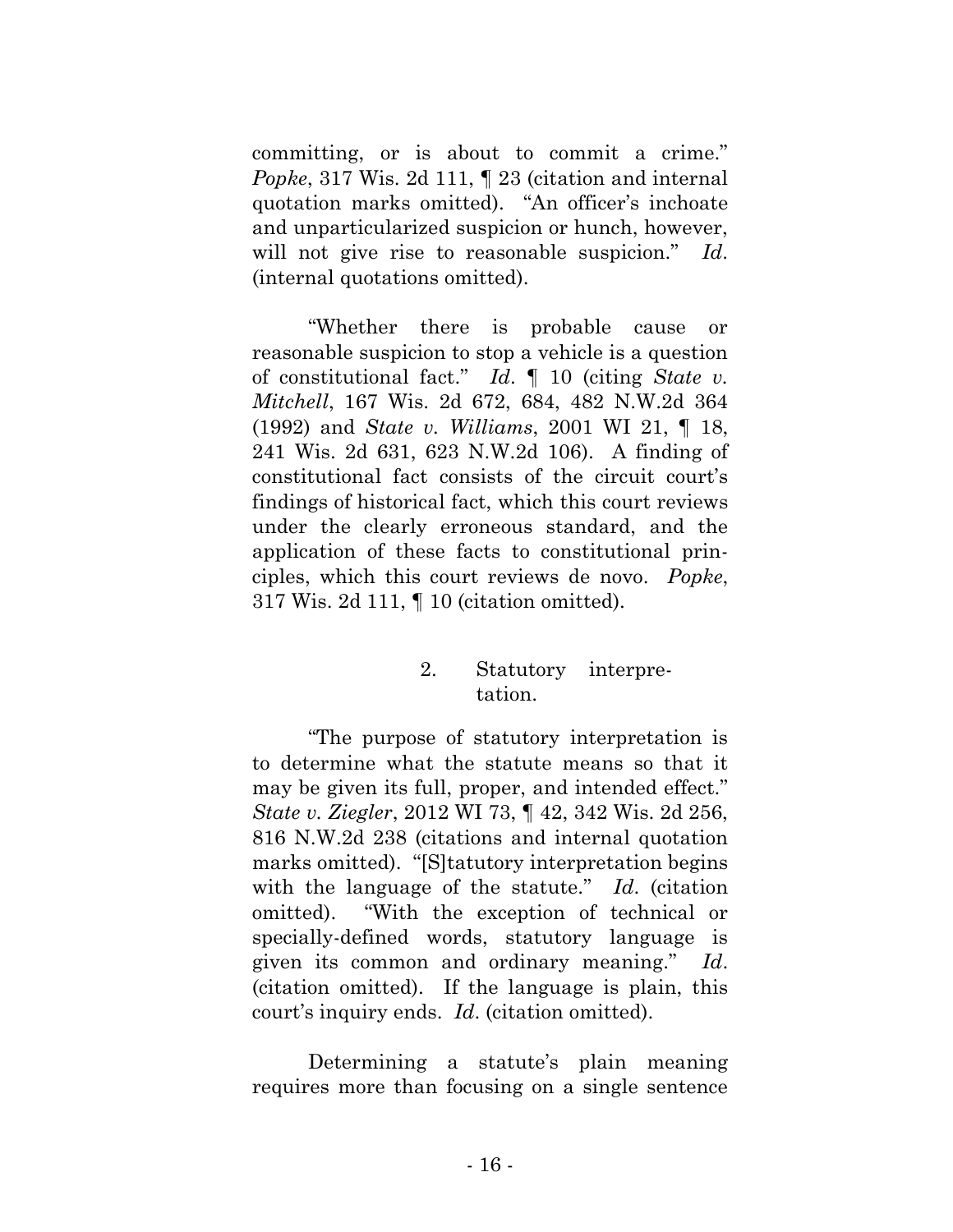committing, or is about to commit a crime." *Popke*, 317 Wis. 2d 111, ¶ 23 (citation and internal quotation marks omitted). "An officer's inchoate and unparticularized suspicion or hunch, however, will not give rise to reasonable suspicion." *Id*. (internal quotations omitted).

"Whether there is probable cause or reasonable suspicion to stop a vehicle is a question of constitutional fact." *Id*. ¶ 10 (citing *State v. Mitchell*, 167 Wis. 2d 672, 684, 482 N.W.2d 364 (1992) and *State v. Williams*, 2001 WI 21, ¶ 18, 241 Wis. 2d 631, 623 N.W.2d 106). A finding of constitutional fact consists of the circuit court's findings of historical fact, which this court reviews under the clearly erroneous standard, and the application of these facts to constitutional principles, which this court reviews de novo. *Popke*, 317 Wis. 2d 111, ¶ 10 (citation omitted).

#### 2. Statutory interpretation.

"The purpose of statutory interpretation is to determine what the statute means so that it may be given its full, proper, and intended effect." *State v. Ziegler*, 2012 WI 73, ¶ 42, 342 Wis. 2d 256, 816 N.W.2d 238 (citations and internal quotation marks omitted). "[S]tatutory interpretation begins with the language of the statute." *Id*. (citation omitted). "With the exception of technical or specially-defined words, statutory language is given its common and ordinary meaning." *Id*. (citation omitted). If the language is plain, this court's inquiry ends. *Id*. (citation omitted).

Determining a statute's plain meaning requires more than focusing on a single sentence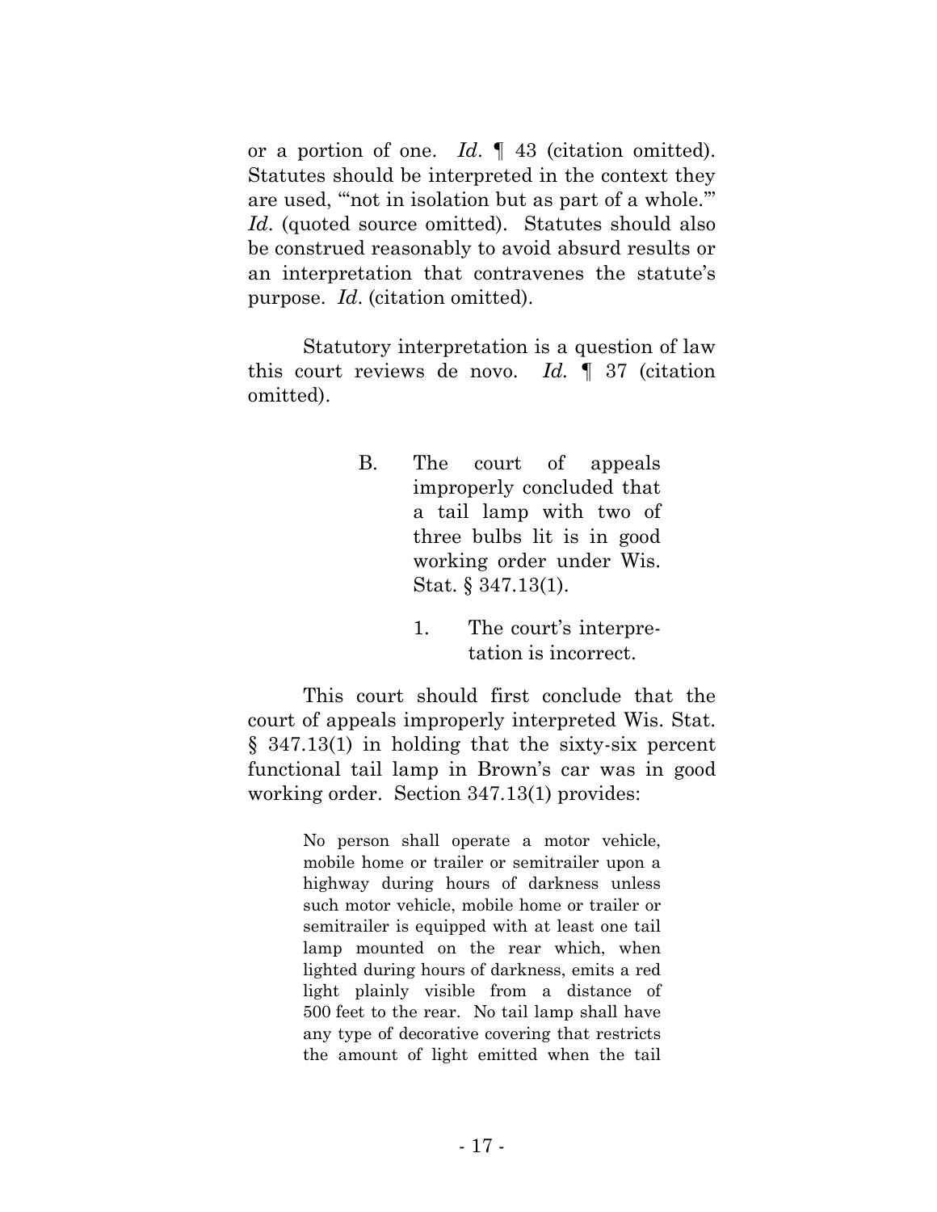or a portion of one. *Id*. ¶ 43 (citation omitted). Statutes should be interpreted in the context they are used, "'not in isolation but as part of a whole.'" *Id*. (quoted source omitted). Statutes should also be construed reasonably to avoid absurd results or an interpretation that contravenes the statute's purpose. *Id*. (citation omitted).

Statutory interpretation is a question of law this court reviews de novo. *Id.* ¶ 37 (citation omitted).

### B. The court of appeals improperly concluded that a tail lamp with two of three bulbs lit is in good working order under Wis. Stat. § 347.13(1).

#### 1. The court's interpretation is incorrect.

This court should first conclude that the court of appeals improperly interpreted Wis. Stat. § 347.13(1) in holding that the sixty-six percent functional tail lamp in Brown's car was in good working order. Section 347.13(1) provides:

> No person shall operate a motor vehicle, mobile home or trailer or semitrailer upon a highway during hours of darkness unless such motor vehicle, mobile home or trailer or semitrailer is equipped with at least one tail lamp mounted on the rear which, when lighted during hours of darkness, emits a red light plainly visible from a distance of 500 feet to the rear. No tail lamp shall have any type of decorative covering that restricts the amount of light emitted when the tail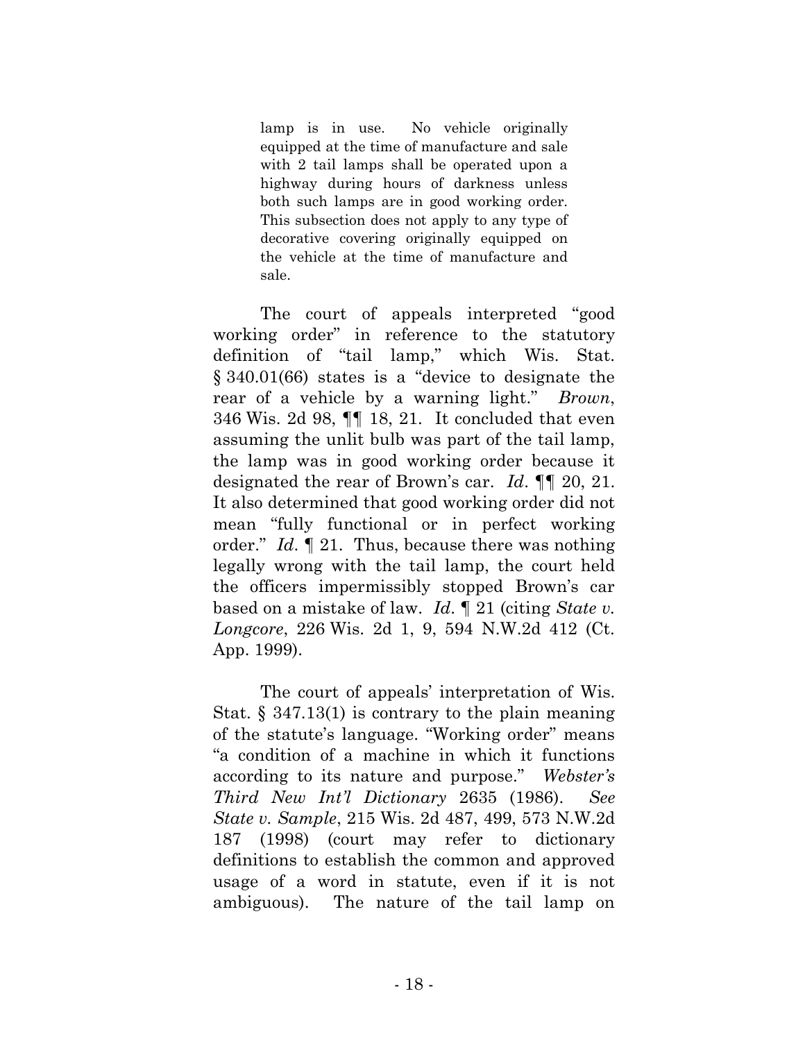> lamp is in use. No vehicle originally equipped at the time of manufacture and sale with 2 tail lamps shall be operated upon a highway during hours of darkness unless both such lamps are in good working order. This subsection does not apply to any type of decorative covering originally equipped on the vehicle at the time of manufacture and sale.

The court of appeals interpreted "good working order" in reference to the statutory definition of "tail lamp," which Wis. Stat. § 340.01(66) states is a "device to designate the rear of a vehicle by a warning light." *Brown*, 346 Wis. 2d 98, ¶¶ 18, 21. It concluded that even assuming the unlit bulb was part of the tail lamp, the lamp was in good working order because it designated the rear of Brown's car. *Id*. ¶¶ 20, 21. It also determined that good working order did not mean "fully functional or in perfect working order." *Id*. ¶ 21. Thus, because there was nothing legally wrong with the tail lamp, the court held the officers impermissibly stopped Brown's car based on a mistake of law. *Id*. ¶ 21 (citing *State v. Longcore*, 226 Wis. 2d 1, 9, 594 N.W.2d 412 (Ct. App. 1999).

The court of appeals' interpretation of Wis. Stat. § 347.13(1) is contrary to the plain meaning of the statute's language. "Working order" means "a condition of a machine in which it functions according to its nature and purpose." *Webster's Third New Int'l Dictionary* 2635 (1986). *See State v. Sample*, 215 Wis. 2d 487, 499, 573 N.W.2d 187 (1998) (court may refer to dictionary definitions to establish the common and approved usage of a word in statute, even if it is not ambiguous). The nature of the tail lamp on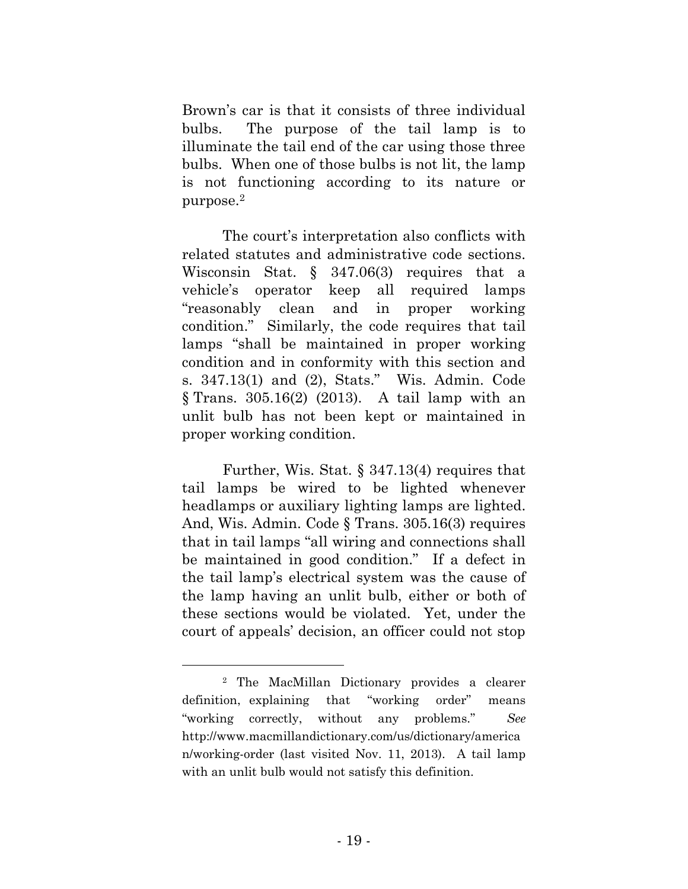Brown's car is that it consists of three individual bulbs. The purpose of the tail lamp is to illuminate the tail end of the car using those three bulbs. When one of those bulbs is not lit, the lamp is not functioning according to its nature or purpose.[2]

The court's interpretation also conflicts with related statutes and administrative code sections. Wisconsin Stat. § 347.06(3) requires that a vehicle's operator keep all required lamps "reasonably clean and in proper working condition." Similarly, the code requires that tail lamps "shall be maintained in proper working condition and in conformity with this section and s. 347.13(1) and (2), Stats." Wis. Admin. Code § Trans. 305.16(2) (2013). A tail lamp with an unlit bulb has not been kept or maintained in proper working condition.

Further, Wis. Stat. § 347.13(4) requires that tail lamps be wired to be lighted whenever headlamps or auxiliary lighting lamps are lighted. And, Wis. Admin. Code § Trans. 305.16(3) requires that in tail lamps "all wiring and connections shall be maintained in good condition." If a defect in the tail lamp's electrical system was the cause of the lamp having an unlit bulb, either or both of these sections would be violated. Yet, under the court of appeals' decision, an officer could not stop

---

[2] The MacMillan Dictionary provides a clearer definition, explaining that "working order" means "working correctly, without any problems." *See* http://www.macmillandictionary.com/us/dictionary/american/working-order (last visited Nov. 11, 2013). A tail lamp with an unlit bulb would not satisfy this definition.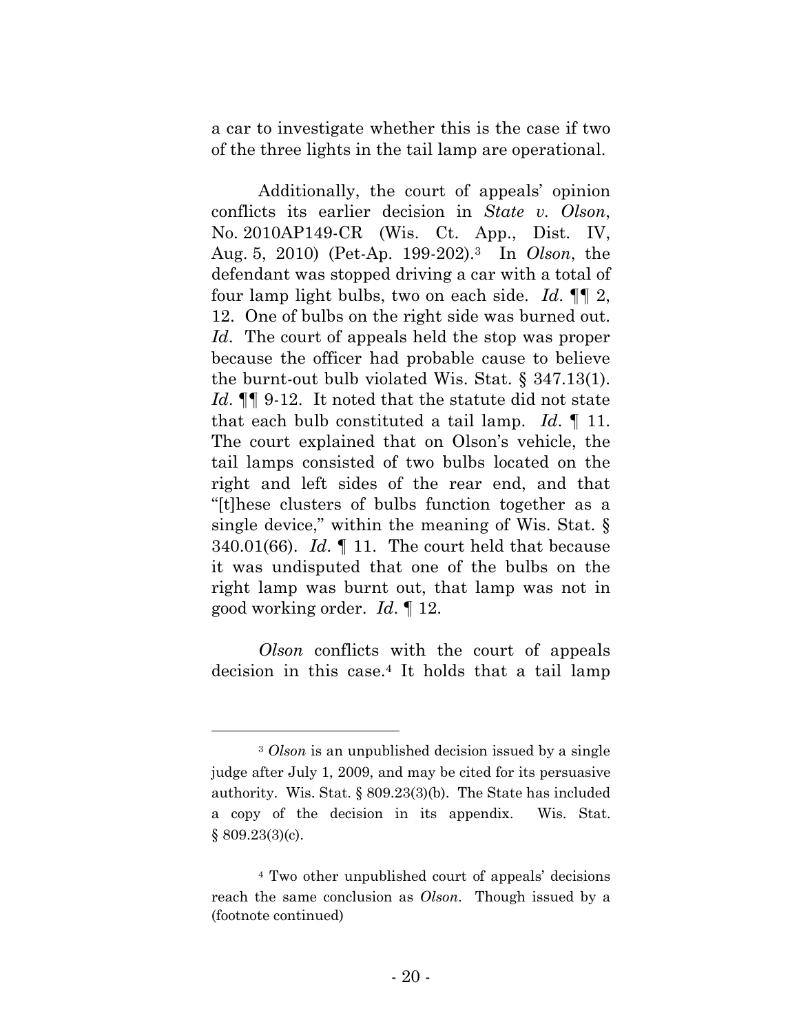a car to investigate whether this is the case if two of the three lights in the tail lamp are operational.

Additionally, the court of appeals' opinion conflicts its earlier decision in *State v. Olson*, No. 2010AP149-CR (Wis. Ct. App., Dist. IV, Aug. 5, 2010) (Pet-Ap. 199-202).[3] In *Olson*, the defendant was stopped driving a car with a total of four lamp light bulbs, two on each side. *Id*. ¶¶ 2, 12. One of bulbs on the right side was burned out. *Id*. The court of appeals held the stop was proper because the officer had probable cause to believe the burnt-out bulb violated Wis. Stat. § 347.13(1). *Id*. ¶¶ 9-12. It noted that the statute did not state that each bulb constituted a tail lamp. *Id*. ¶ 11. The court explained that on Olson's vehicle, the tail lamps consisted of two bulbs located on the right and left sides of the rear end, and that "[t]hese clusters of bulbs function together as a single device," within the meaning of Wis. Stat. § 340.01(66). *Id*. ¶ 11. The court held that because it was undisputed that one of the bulbs on the right lamp was burnt out, that lamp was not in good working order. *Id*. ¶ 12.

*Olson* conflicts with the court of appeals decision in this case.[4] It holds that a tail lamp

---

[3] *Olson* is an unpublished decision issued by a single judge after July 1, 2009, and may be cited for its persuasive authority. Wis. Stat. § 809.23(3)(b). The State has included a copy of the decision in its appendix. Wis. Stat. § 809.23(3)(c).

[4] Two other unpublished court of appeals' decisions reach the same conclusion as *Olson*. Though issued by a (footnote continued)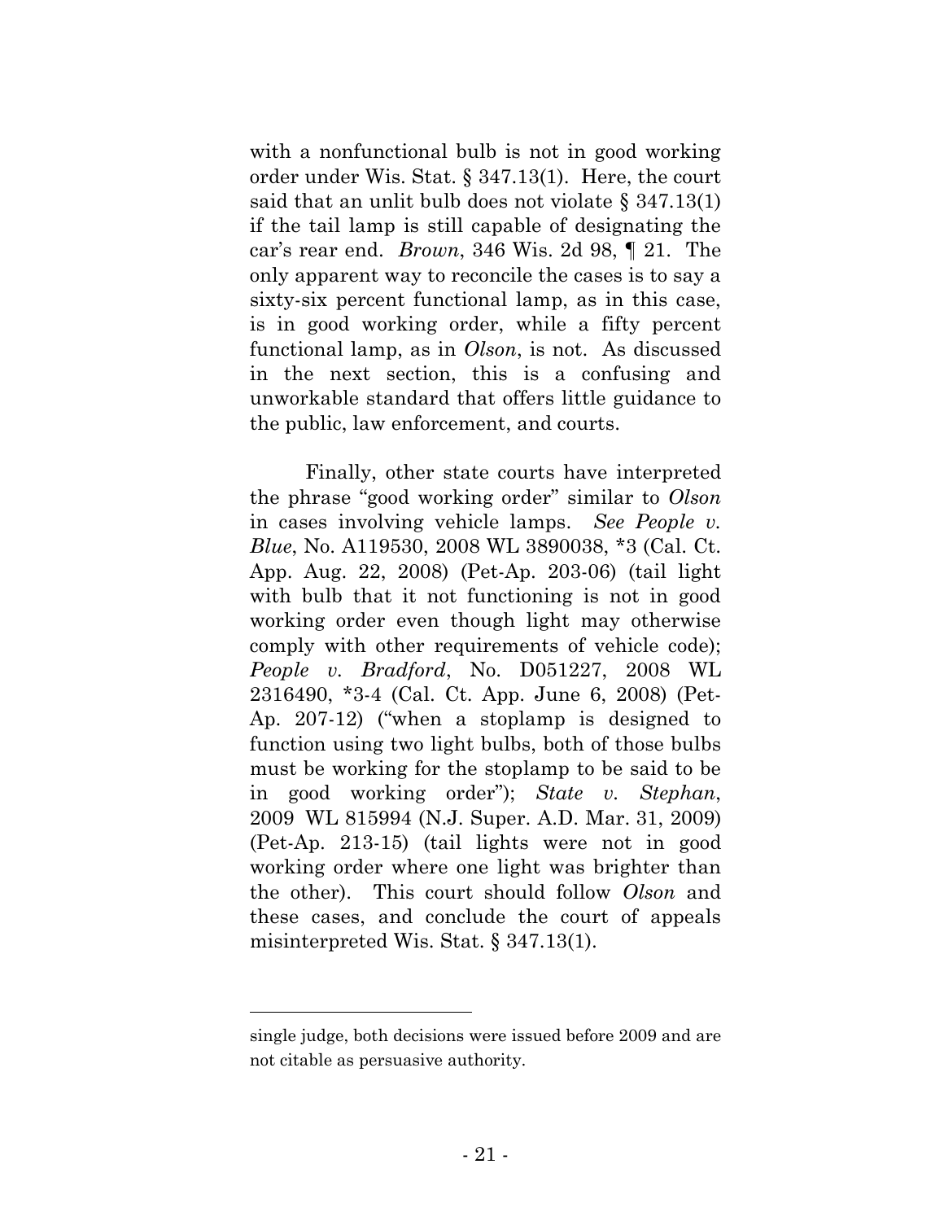with a nonfunctional bulb is not in good working order under Wis. Stat. § 347.13(1). Here, the court said that an unlit bulb does not violate § 347.13(1) if the tail lamp is still capable of designating the car's rear end. *Brown*, 346 Wis. 2d 98, ¶ 21. The only apparent way to reconcile the cases is to say a sixty-six percent functional lamp, as in this case, is in good working order, while a fifty percent functional lamp, as in *Olson*, is not. As discussed in the next section, this is a confusing and unworkable standard that offers little guidance to the public, law enforcement, and courts.

Finally, other state courts have interpreted the phrase "good working order" similar to *Olson* in cases involving vehicle lamps. *See People v. Blue*, No. A119530, 2008 WL 3890038, *3 (Cal. Ct. App. Aug. 22, 2008) (Pet-Ap. 203-06) (tail light with bulb that it not functioning is not in good working order even though light may otherwise comply with other requirements of vehicle code); *People v. Bradford*, No. D051227, 2008 WL 2316490, *3-4 (Cal. Ct. App. June 6, 2008) (Pet-Ap. 207-12) ("when a stoplamp is designed to function using two light bulbs, both of those bulbs must be working for the stoplamp to be said to be in good working order"); *State v. Stephan*, 2009 WL 815994 (N.J. Super. A.D. Mar. 31, 2009) (Pet-Ap. 213-15) (tail lights were not in good working order where one light was brighter than the other). This court should follow *Olson* and these cases, and conclude the court of appeals misinterpreted Wis. Stat. § 347.13(1).

---

single judge, both decisions were issued before 2009 and are not citable as persuasive authority.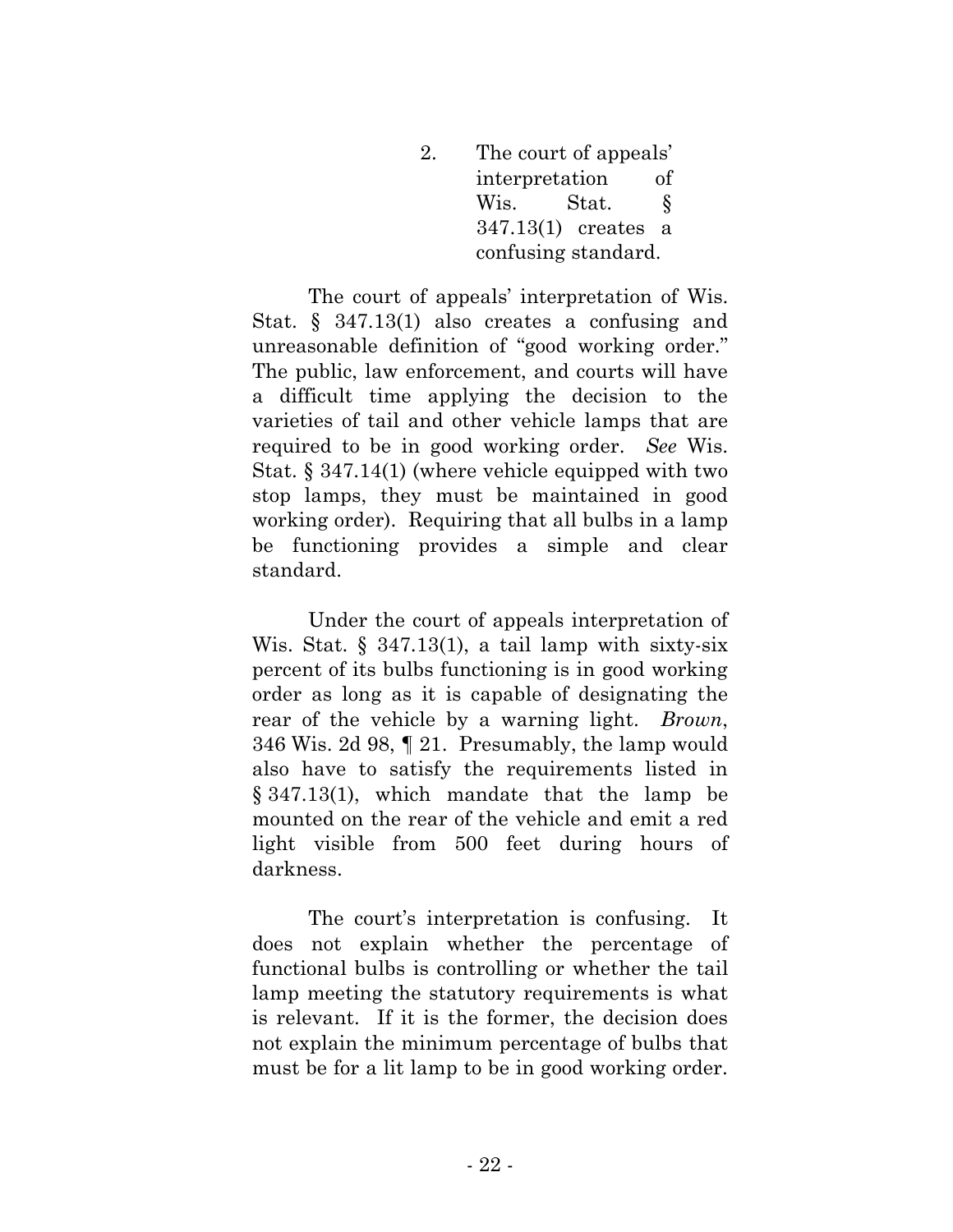2. The court of appeals' interpretation of Wis. Stat. § 347.13(1) creates a confusing standard.

The court of appeals' interpretation of Wis. Stat. § 347.13(1) also creates a confusing and unreasonable definition of "good working order." The public, law enforcement, and courts will have a difficult time applying the decision to the varieties of tail and other vehicle lamps that are required to be in good working order. *See* Wis. Stat. § 347.14(1) (where vehicle equipped with two stop lamps, they must be maintained in good working order). Requiring that all bulbs in a lamp be functioning provides a simple and clear standard.

Under the court of appeals interpretation of Wis. Stat. § 347.13(1), a tail lamp with sixty-six percent of its bulbs functioning is in good working order as long as it is capable of designating the rear of the vehicle by a warning light. *Brown*, 346 Wis. 2d 98, ¶ 21. Presumably, the lamp would also have to satisfy the requirements listed in § 347.13(1), which mandate that the lamp be mounted on the rear of the vehicle and emit a red light visible from 500 feet during hours of darkness.

The court's interpretation is confusing. It does not explain whether the percentage of functional bulbs is controlling or whether the tail lamp meeting the statutory requirements is what is relevant. If it is the former, the decision does not explain the minimum percentage of bulbs that must be for a lit lamp to be in good working order.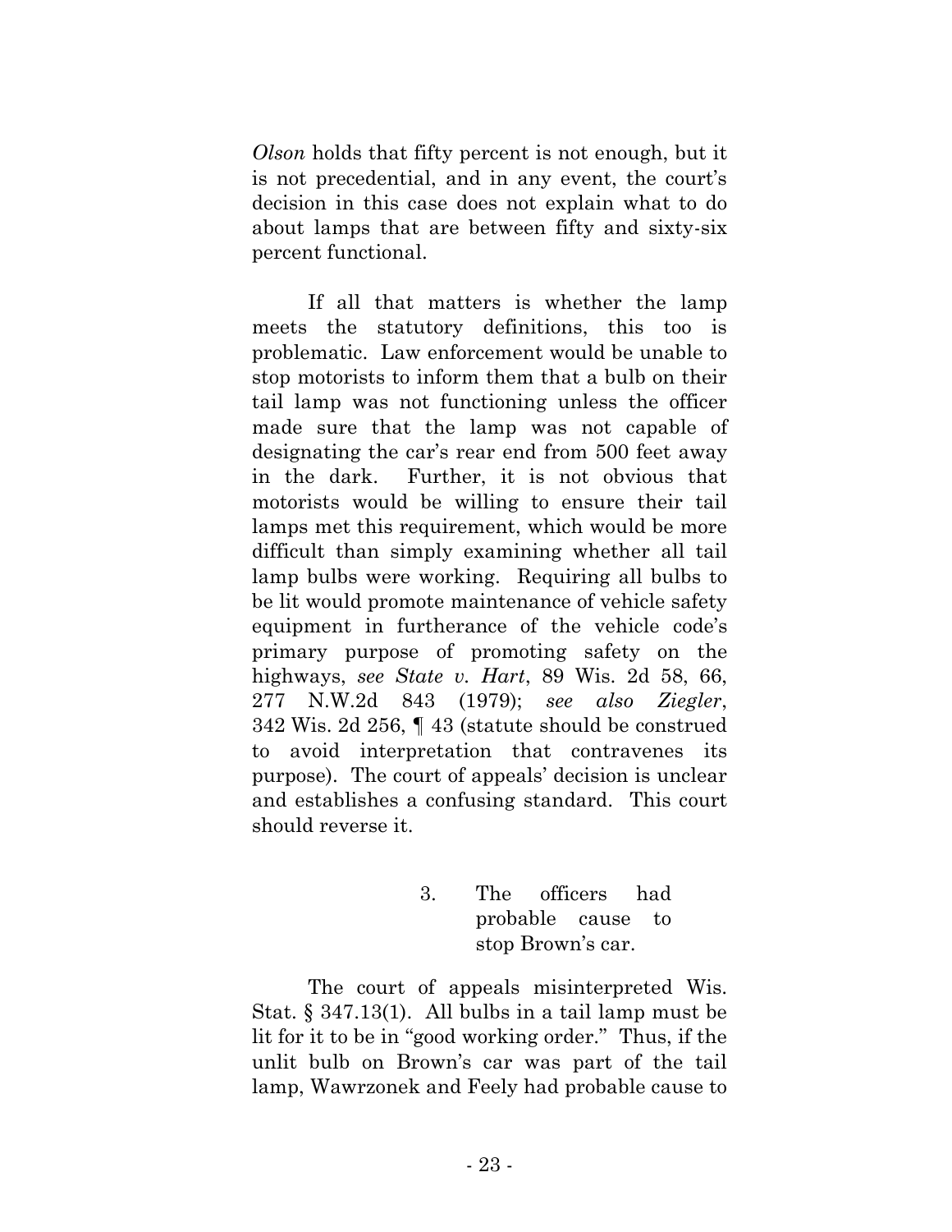*Olson* holds that fifty percent is not enough, but it is not precedential, and in any event, the court's decision in this case does not explain what to do about lamps that are between fifty and sixty-six percent functional.

If all that matters is whether the lamp meets the statutory definitions, this too is problematic. Law enforcement would be unable to stop motorists to inform them that a bulb on their tail lamp was not functioning unless the officer made sure that the lamp was not capable of designating the car's rear end from 500 feet away in the dark. Further, it is not obvious that motorists would be willing to ensure their tail lamps met this requirement, which would be more difficult than simply examining whether all tail lamp bulbs were working. Requiring all bulbs to be lit would promote maintenance of vehicle safety equipment in furtherance of the vehicle code's primary purpose of promoting safety on the highways, *see State v. Hart*, 89 Wis. 2d 58, 66, 277 N.W.2d 843 (1979); *see also Ziegler*, 342 Wis. 2d 256, ¶ 43 (statute should be construed to avoid interpretation that contravenes its purpose). The court of appeals' decision is unclear and establishes a confusing standard. This court should reverse it.

3. The officers had probable cause to stop Brown's car.

The court of appeals misinterpreted Wis. Stat. § 347.13(1). All bulbs in a tail lamp must be lit for it to be in "good working order." Thus, if the unlit bulb on Brown's car was part of the tail lamp, Wawrzonek and Feely had probable cause to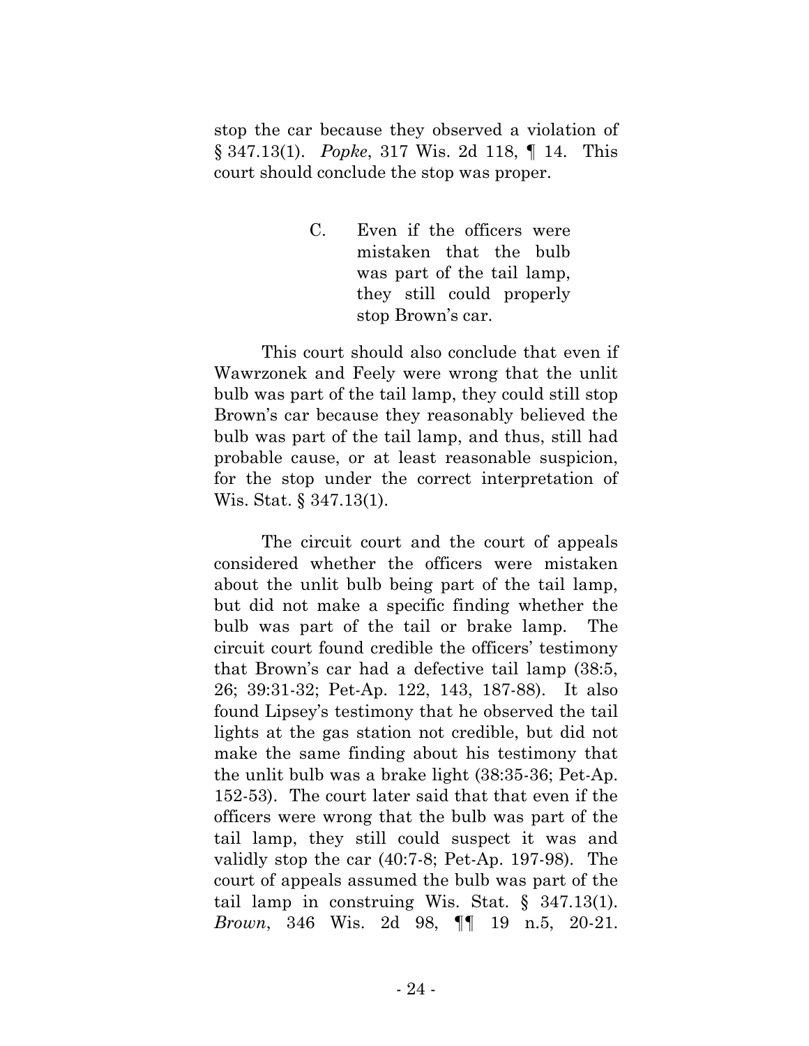stop the car because they observed a violation of § 347.13(1). *Popke*, 317 Wis. 2d 118, ¶ 14. This court should conclude the stop was proper.

### C. Even if the officers were mistaken that the bulb was part of the tail lamp, they still could properly stop Brown's car.

This court should also conclude that even if Wawrzonek and Feely were wrong that the unlit bulb was part of the tail lamp, they could still stop Brown's car because they reasonably believed the bulb was part of the tail lamp, and thus, still had probable cause, or at least reasonable suspicion, for the stop under the correct interpretation of Wis. Stat. § 347.13(1).

The circuit court and the court of appeals considered whether the officers were mistaken about the unlit bulb being part of the tail lamp, but did not make a specific finding whether the bulb was part of the tail or brake lamp. The circuit court found credible the officers' testimony that Brown's car had a defective tail lamp (38:5, 26; 39:31-32; Pet-Ap. 122, 143, 187-88). It also found Lipsey's testimony that he observed the tail lights at the gas station not credible, but did not make the same finding about his testimony that the unlit bulb was a brake light (38:35-36; Pet-Ap. 152-53). The court later said that that even if the officers were wrong that the bulb was part of the tail lamp, they still could suspect it was and validly stop the car (40:7-8; Pet-Ap. 197-98). The court of appeals assumed the bulb was part of the tail lamp in construing Wis. Stat. § 347.13(1). *Brown*, 346 Wis. 2d 98, ¶¶ 19 n.5, 20-21.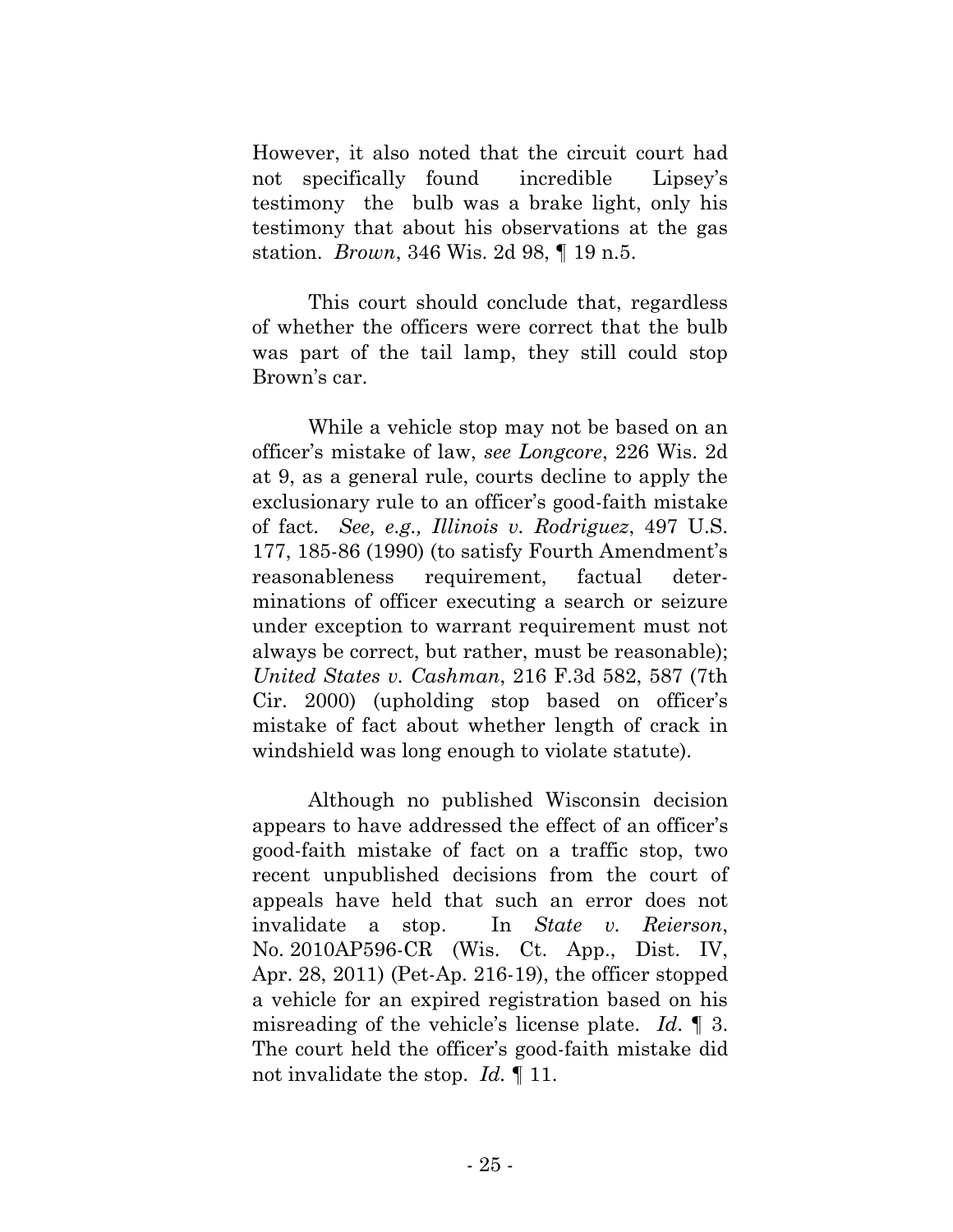However, it also noted that the circuit court had not specifically found incredible Lipsey's testimony the bulb was a brake light, only his testimony that about his observations at the gas station. *Brown*, 346 Wis. 2d 98, ¶ 19 n.5.

This court should conclude that, regardless of whether the officers were correct that the bulb was part of the tail lamp, they still could stop Brown's car.

While a vehicle stop may not be based on an officer's mistake of law, *see Longcore*, 226 Wis. 2d at 9, as a general rule, courts decline to apply the exclusionary rule to an officer's good-faith mistake of fact. *See, e.g., Illinois v. Rodriguez*, 497 U.S. 177, 185-86 (1990) (to satisfy Fourth Amendment's reasonableness requirement, factual determinations of officer executing a search or seizure under exception to warrant requirement must not always be correct, but rather, must be reasonable); *United States v. Cashman*, 216 F.3d 582, 587 (7th Cir. 2000) (upholding stop based on officer's mistake of fact about whether length of crack in windshield was long enough to violate statute).

Although no published Wisconsin decision appears to have addressed the effect of an officer's good-faith mistake of fact on a traffic stop, two recent unpublished decisions from the court of appeals have held that such an error does not invalidate a stop. In *State v. Reierson*, No. 2010AP596-CR (Wis. Ct. App., Dist. IV, Apr. 28, 2011) (Pet-Ap. 216-19), the officer stopped a vehicle for an expired registration based on his misreading of the vehicle's license plate. *Id.* ¶ 3. The court held the officer's good-faith mistake did not invalidate the stop. *Id.* ¶ 11.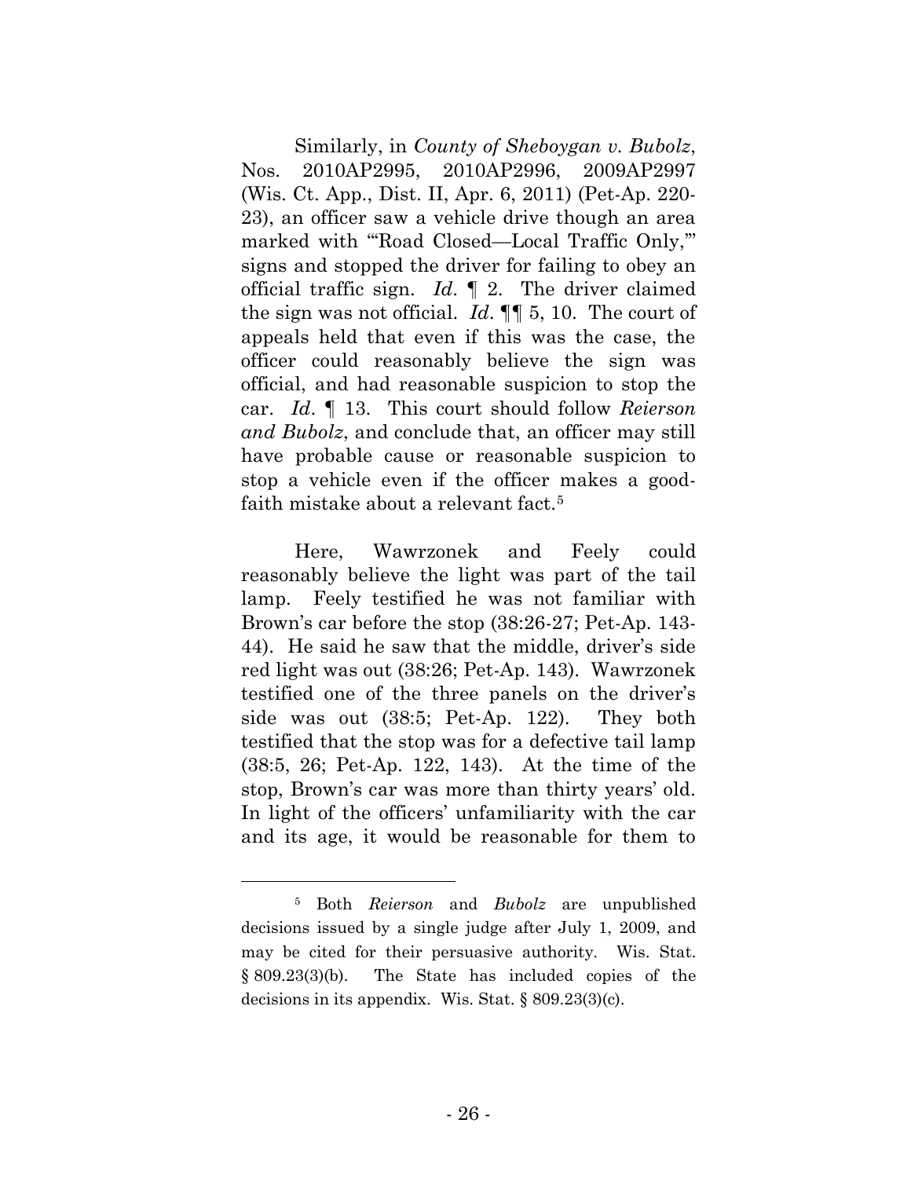Similarly, in *County of Sheboygan v. Bubolz*, Nos. 2010AP2995, 2010AP2996, 2009AP2997 (Wis. Ct. App., Dist. II, Apr. 6, 2011) (Pet-Ap. 220-23), an officer saw a vehicle drive though an area marked with "'Road Closed—Local Traffic Only,'" signs and stopped the driver for failing to obey an official traffic sign. *Id*. ¶ 2. The driver claimed the sign was not official. *Id*. ¶¶ 5, 10. The court of appeals held that even if this was the case, the officer could reasonably believe the sign was official, and had reasonable suspicion to stop the car. *Id*. ¶ 13. This court should follow *Reierson and Bubolz*, and conclude that, an officer may still have probable cause or reasonable suspicion to stop a vehicle even if the officer makes a good-faith mistake about a relevant fact.[5]

Here, Wawrzonek and Feely could reasonably believe the light was part of the tail lamp. Feely testified he was not familiar with Brown's car before the stop (38:26-27; Pet-Ap. 143-44). He said he saw that the middle, driver's side red light was out (38:26; Pet-Ap. 143). Wawrzonek testified one of the three panels on the driver's side was out (38:5; Pet-Ap. 122). They both testified that the stop was for a defective tail lamp (38:5, 26; Pet-Ap. 122, 143). At the time of the stop, Brown's car was more than thirty years' old. In light of the officers' unfamiliarity with the car and its age, it would be reasonable for them to

---

[5] Both *Reierson* and *Bubolz* are unpublished decisions issued by a single judge after July 1, 2009, and may be cited for their persuasive authority. Wis. Stat. § 809.23(3)(b). The State has included copies of the decisions in its appendix. Wis. Stat. § 809.23(3)(c).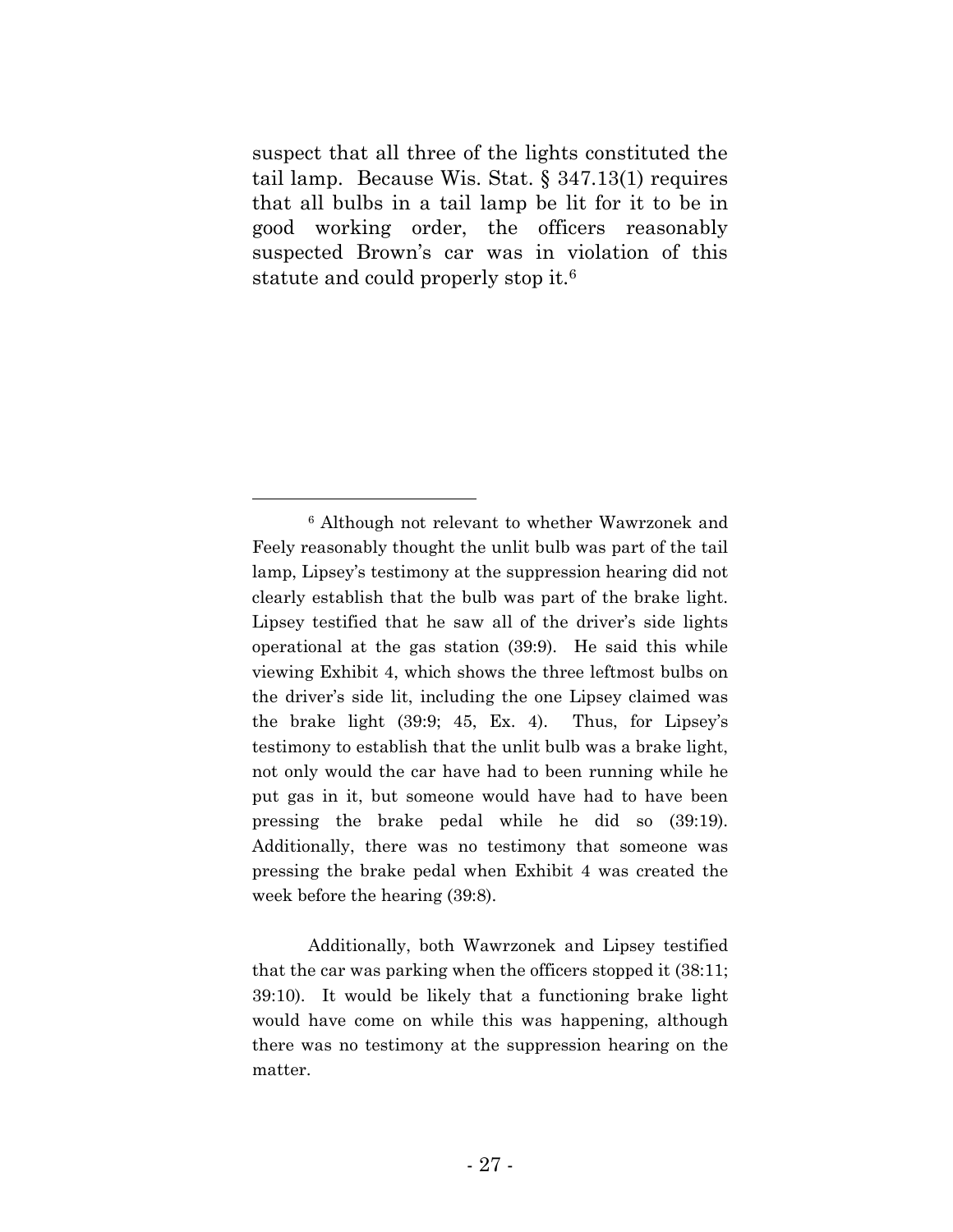suspect that all three of the lights constituted the tail lamp. Because Wis. Stat. § 347.13(1) requires that all bulbs in a tail lamp be lit for it to be in good working order, the officers reasonably suspected Brown's car was in violation of this statute and could properly stop it.[6]

---

[6] Although not relevant to whether Wawrzonek and Feely reasonably thought the unlit bulb was part of the tail lamp, Lipsey's testimony at the suppression hearing did not clearly establish that the bulb was part of the brake light. Lipsey testified that he saw all of the driver's side lights operational at the gas station (39:9). He said this while viewing Exhibit 4, which shows the three leftmost bulbs on the driver's side lit, including the one Lipsey claimed was the brake light (39:9; 45, Ex. 4). Thus, for Lipsey's testimony to establish that the unlit bulb was a brake light, not only would the car have had to been running while he put gas in it, but someone would have had to have been pressing the brake pedal while he did so (39:19). Additionally, there was no testimony that someone was pressing the brake pedal when Exhibit 4 was created the week before the hearing (39:8).

Additionally, both Wawrzonek and Lipsey testified that the car was parking when the officers stopped it (38:11; 39:10). It would be likely that a functioning brake light would have come on while this was happening, although there was no testimony at the suppression hearing on the matter.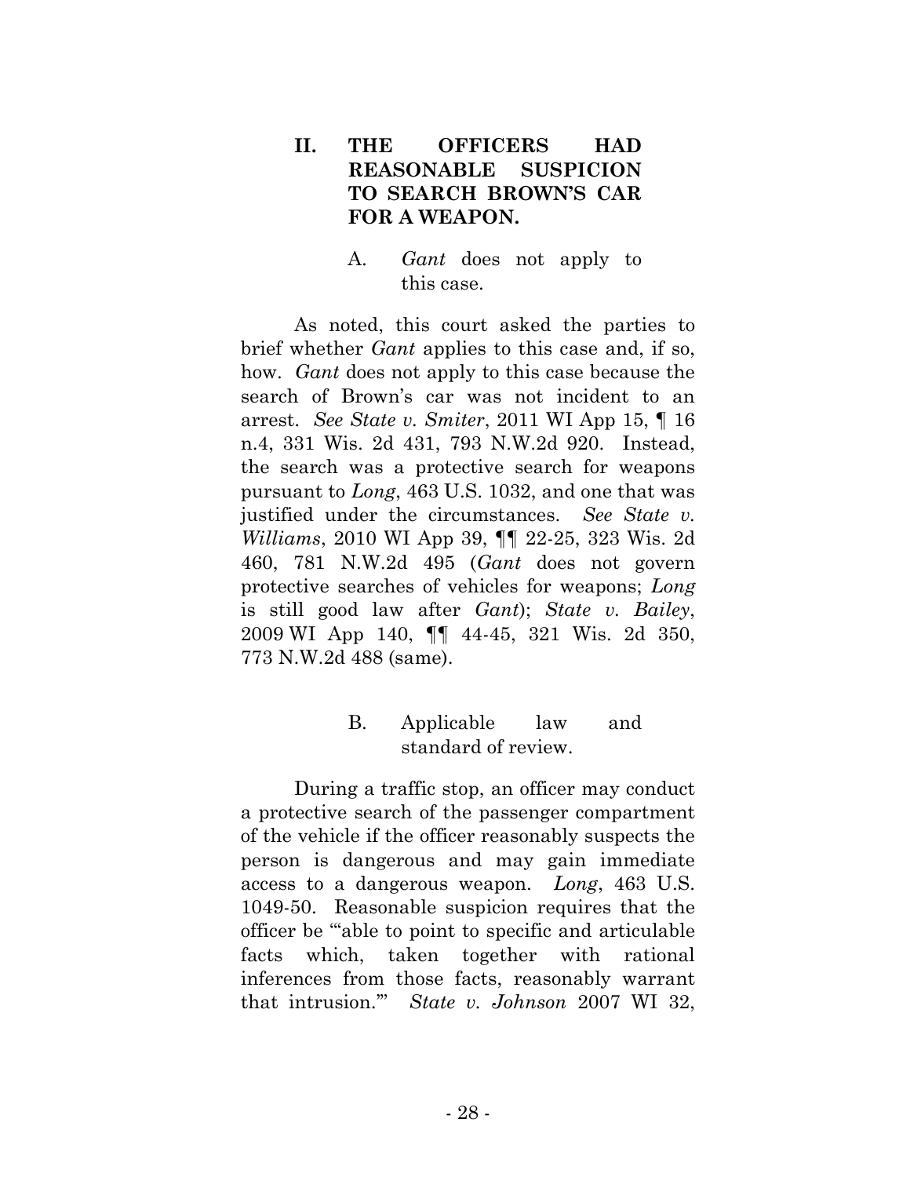## II. THE OFFICERS HAD REASONABLE SUSPICION TO SEARCH BROWN'S CAR FOR A WEAPON.

### A. *Gant* does not apply to this case.

As noted, this court asked the parties to brief whether *Gant* applies to this case and, if so, how. *Gant* does not apply to this case because the search of Brown's car was not incident to an arrest. *See State v. Smiter*, 2011 WI App 15, ¶ 16 n.4, 331 Wis. 2d 431, 793 N.W.2d 920. Instead, the search was a protective search for weapons pursuant to *Long*, 463 U.S. 1032, and one that was justified under the circumstances. *See State v. Williams*, 2010 WI App 39, ¶¶ 22-25, 323 Wis. 2d 460, 781 N.W.2d 495 (*Gant* does not govern protective searches of vehicles for weapons; *Long* is still good law after *Gant*); *State v. Bailey*, 2009 WI App 140, ¶¶ 44-45, 321 Wis. 2d 350, 773 N.W.2d 488 (same).

### B. Applicable law and standard of review.

During a traffic stop, an officer may conduct a protective search of the passenger compartment of the vehicle if the officer reasonably suspects the person is dangerous and may gain immediate access to a dangerous weapon. *Long*, 463 U.S. 1049-50. Reasonable suspicion requires that the officer be "'able to point to specific and articulable facts which, taken together with rational inferences from those facts, reasonably warrant that intrusion.'" *State v. Johnson* 2007 WI 32,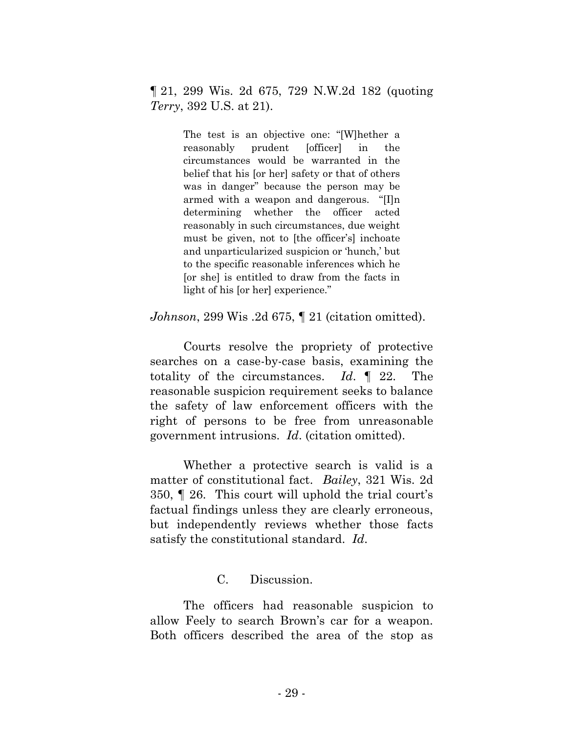¶ 21, 299 Wis. 2d 675, 729 N.W.2d 182 (quoting *Terry*, 392 U.S. at 21).

> The test is an objective one: "[W]hether a reasonably prudent [officer] in the circumstances would be warranted in the belief that his [or her] safety or that of others was in danger" because the person may be armed with a weapon and dangerous. "[I]n determining whether the officer acted reasonably in such circumstances, due weight must be given, not to [the officer's] inchoate and unparticularized suspicion or 'hunch,' but to the specific reasonable inferences which he [or she] is entitled to draw from the facts in light of his [or her] experience."

*Johnson*, 299 Wis .2d 675, ¶ 21 (citation omitted).

Courts resolve the propriety of protective searches on a case-by-case basis, examining the totality of the circumstances. *Id*. ¶ 22. The reasonable suspicion requirement seeks to balance the safety of law enforcement officers with the right of persons to be free from unreasonable government intrusions. *Id*. (citation omitted).

Whether a protective search is valid is a matter of constitutional fact. *Bailey*, 321 Wis. 2d 350, ¶ 26. This court will uphold the trial court's factual findings unless they are clearly erroneous, but independently reviews whether those facts satisfy the constitutional standard. *Id*.

### C. Discussion.

The officers had reasonable suspicion to allow Feely to search Brown's car for a weapon. Both officers described the area of the stop as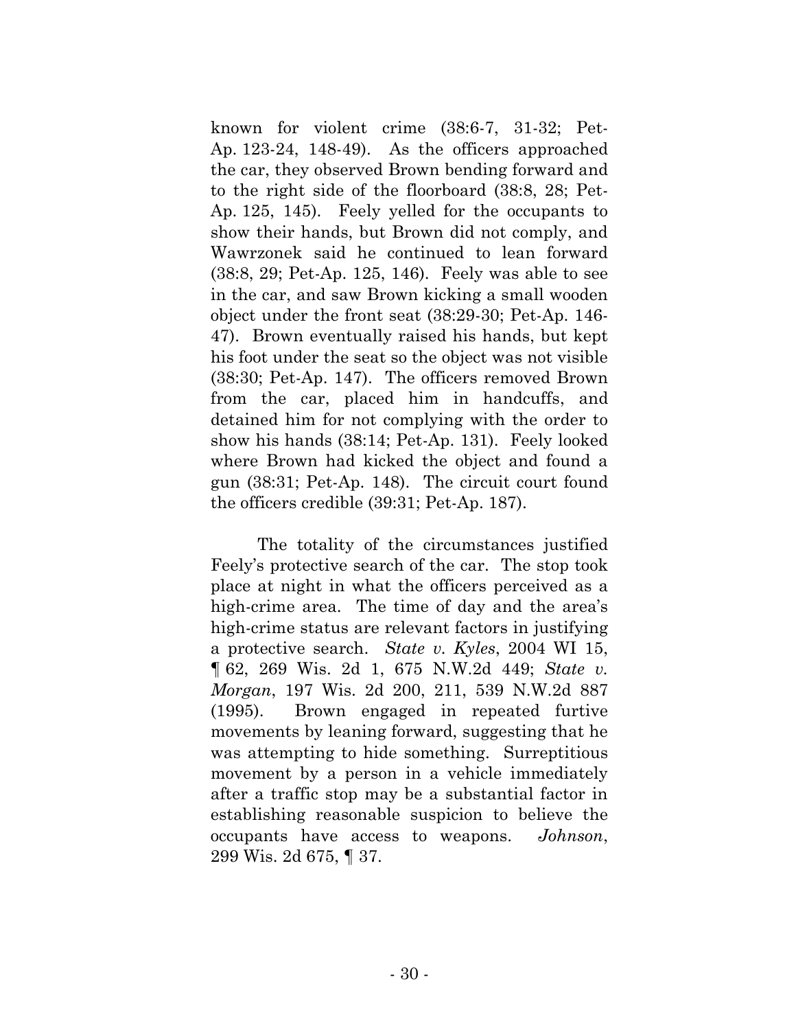known for violent crime (38:6-7, 31-32; Pet-Ap. 123-24, 148-49). As the officers approached the car, they observed Brown bending forward and to the right side of the floorboard (38:8, 28; Pet-Ap. 125, 145). Feely yelled for the occupants to show their hands, but Brown did not comply, and Wawrzonek said he continued to lean forward (38:8, 29; Pet-Ap. 125, 146). Feely was able to see in the car, and saw Brown kicking a small wooden object under the front seat (38:29-30; Pet-Ap. 146-47). Brown eventually raised his hands, but kept his foot under the seat so the object was not visible (38:30; Pet-Ap. 147). The officers removed Brown from the car, placed him in handcuffs, and detained him for not complying with the order to show his hands (38:14; Pet-Ap. 131). Feely looked where Brown had kicked the object and found a gun (38:31; Pet-Ap. 148). The circuit court found the officers credible (39:31; Pet-Ap. 187).

The totality of the circumstances justified Feely's protective search of the car. The stop took place at night in what the officers perceived as a high-crime area. The time of day and the area's high-crime status are relevant factors in justifying a protective search. *State v. Kyles*, 2004 WI 15, ¶ 62, 269 Wis. 2d 1, 675 N.W.2d 449; *State v. Morgan*, 197 Wis. 2d 200, 211, 539 N.W.2d 887 (1995). Brown engaged in repeated furtive movements by leaning forward, suggesting that he was attempting to hide something. Surreptitious movement by a person in a vehicle immediately after a traffic stop may be a substantial factor in establishing reasonable suspicion to believe the occupants have access to weapons. *Johnson*, 299 Wis. 2d 675, ¶ 37.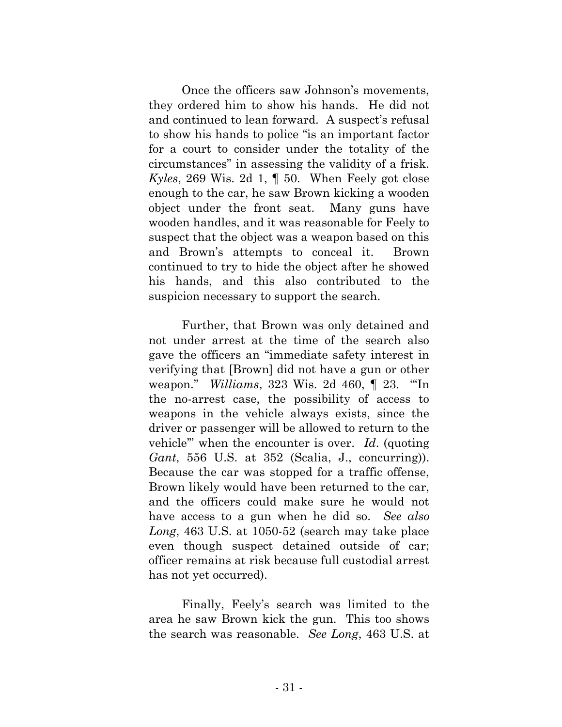Once the officers saw Johnson's movements, they ordered him to show his hands. He did not and continued to lean forward. A suspect's refusal to show his hands to police "is an important factor for a court to consider under the totality of the circumstances" in assessing the validity of a frisk. *Kyles*, 269 Wis. 2d 1, ¶ 50. When Feely got close enough to the car, he saw Brown kicking a wooden object under the front seat. Many guns have wooden handles, and it was reasonable for Feely to suspect that the object was a weapon based on this and Brown's attempts to conceal it. Brown continued to try to hide the object after he showed his hands, and this also contributed to the suspicion necessary to support the search.

Further, that Brown was only detained and not under arrest at the time of the search also gave the officers an "immediate safety interest in verifying that [Brown] did not have a gun or other weapon." *Williams*, 323 Wis. 2d 460, ¶ 23. "'In the no-arrest case, the possibility of access to weapons in the vehicle always exists, since the driver or passenger will be allowed to return to the vehicle'" when the encounter is over. *Id*. (quoting *Gant*, 556 U.S. at 352 (Scalia, J., concurring)). Because the car was stopped for a traffic offense, Brown likely would have been returned to the car, and the officers could make sure he would not have access to a gun when he did so. *See also Long*, 463 U.S. at 1050-52 (search may take place even though suspect detained outside of car; officer remains at risk because full custodial arrest has not yet occurred).

Finally, Feely's search was limited to the area he saw Brown kick the gun. This too shows the search was reasonable. *See Long*, 463 U.S. at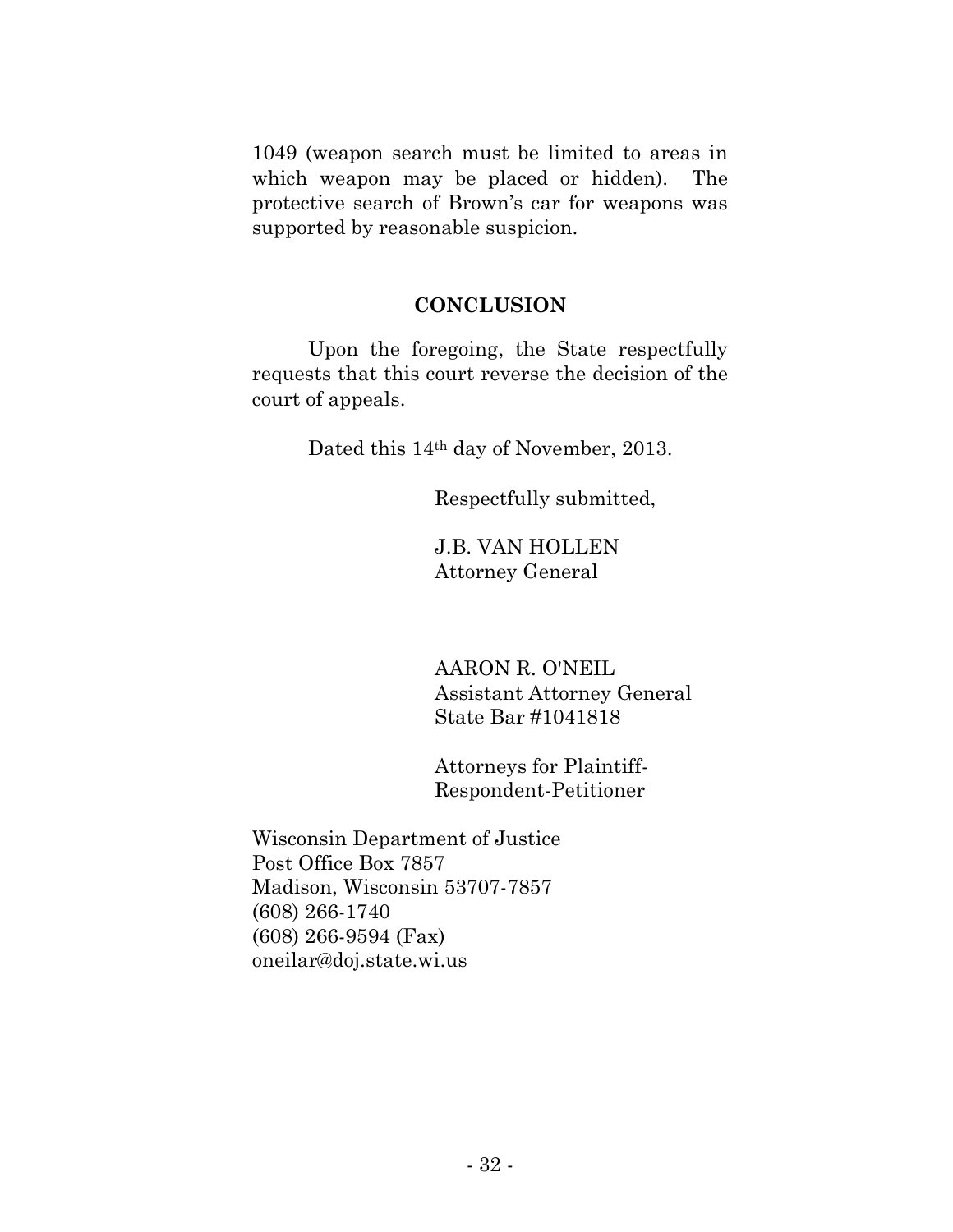1049 (weapon search must be limited to areas in which weapon may be placed or hidden). The protective search of Brown's car for weapons was supported by reasonable suspicion.

## CONCLUSION

Upon the foregoing, the State respectfully requests that this court reverse the decision of the court of appeals.

Dated this 14th day of November, 2013.

Respectfully submitted,

J.B. VAN HOLLEN
Attorney General

AARON R. O'NEIL
Assistant Attorney General
State Bar #1041818

Attorneys for Plaintiff-Respondent-Petitioner

Wisconsin Department of Justice
Post Office Box 7857
Madison, Wisconsin 53707-7857
(608) 266-1740
(608) 266-9594 (Fax)
oneilar@doj.state.wi.us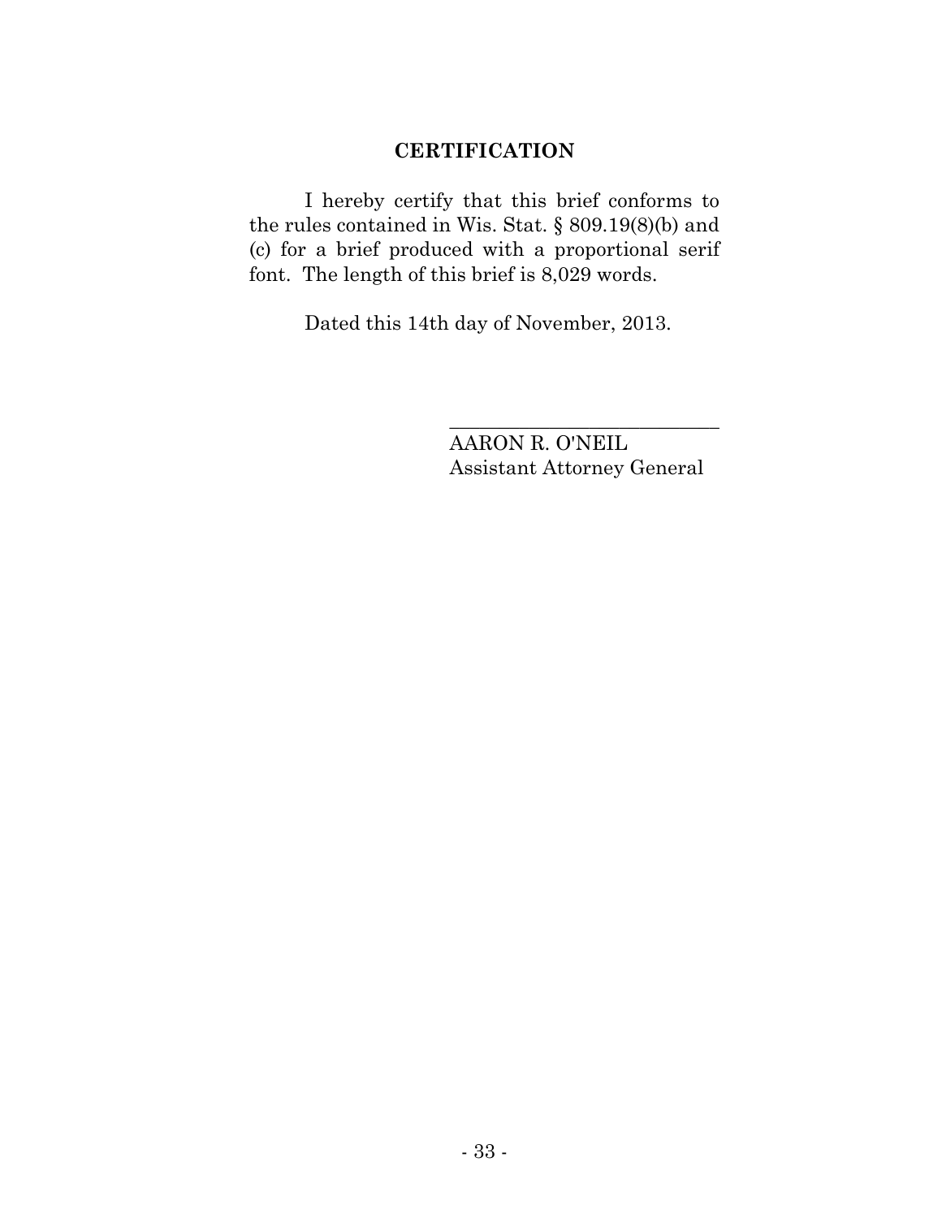## CERTIFICATION

I hereby certify that this brief conforms to the rules contained in Wis. Stat. § 809.19(8)(b) and (c) for a brief produced with a proportional serif font. The length of this brief is 8,029 words.

Dated this 14th day of November, 2013.

\_\_\_\_\_\_\_\_\_\_\_\_\_\_\_\_\_\_\_\_\_\_\_\_\_\_\_\_

AARON R. O'NEIL
Assistant Attorney General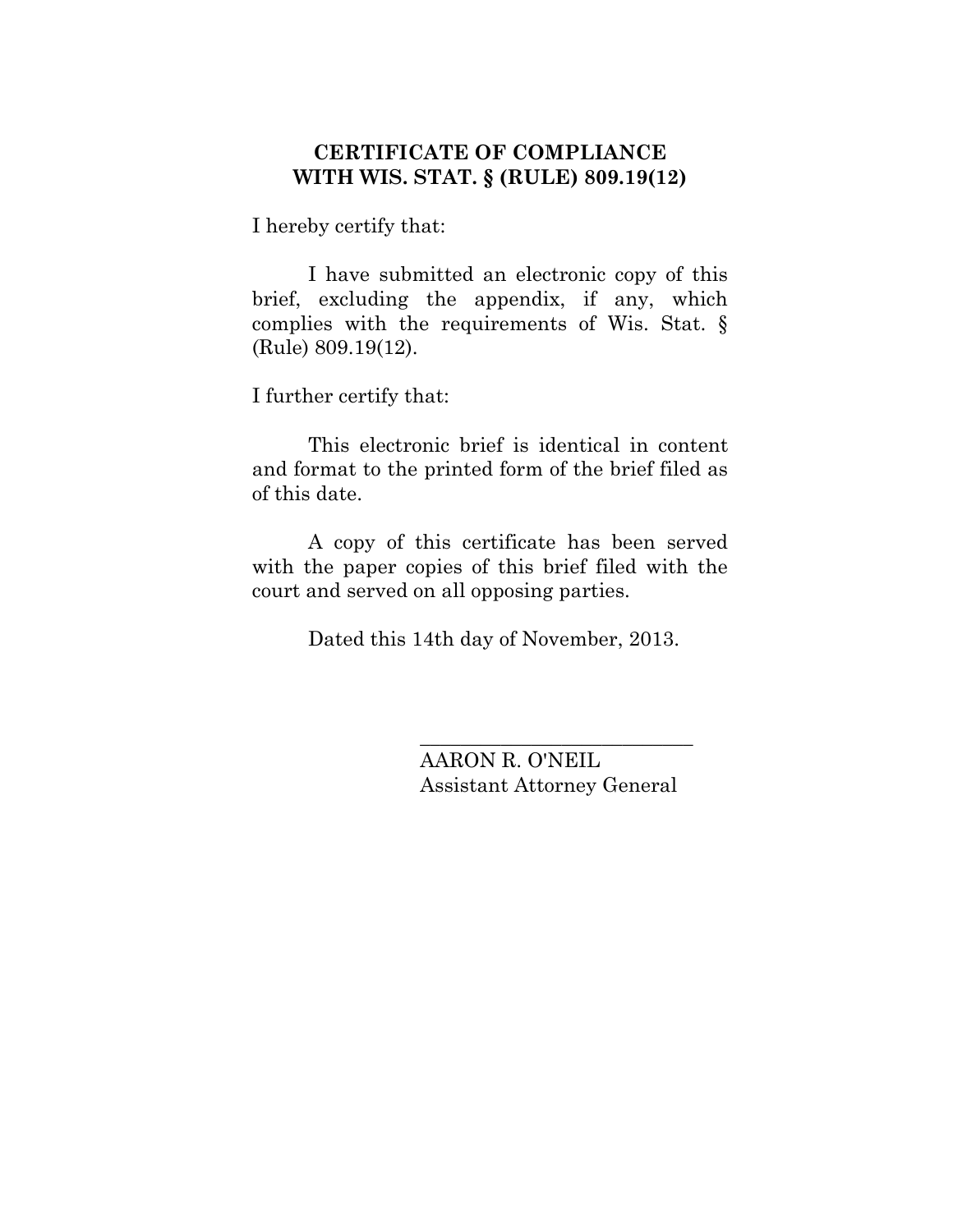**CERTIFICATE OF COMPLIANCE**
**WITH WIS. STAT. § (RULE) 809.19(12)**

I hereby certify that:

I have submitted an electronic copy of this brief, excluding the appendix, if any, which complies with the requirements of Wis. Stat. § (Rule) 809.19(12).

I further certify that:

This electronic brief is identical in content and format to the printed form of the brief filed as of this date.

A copy of this certificate has been served with the paper copies of this brief filed with the court and served on all opposing parties.

Dated this 14th day of November, 2013.

\_\_\_\_\_\_\_\_\_\_\_\_\_\_\_\_\_\_\_\_\_\_\_\_\_\_\_
AARON R. O'NEIL
Assistant Attorney General